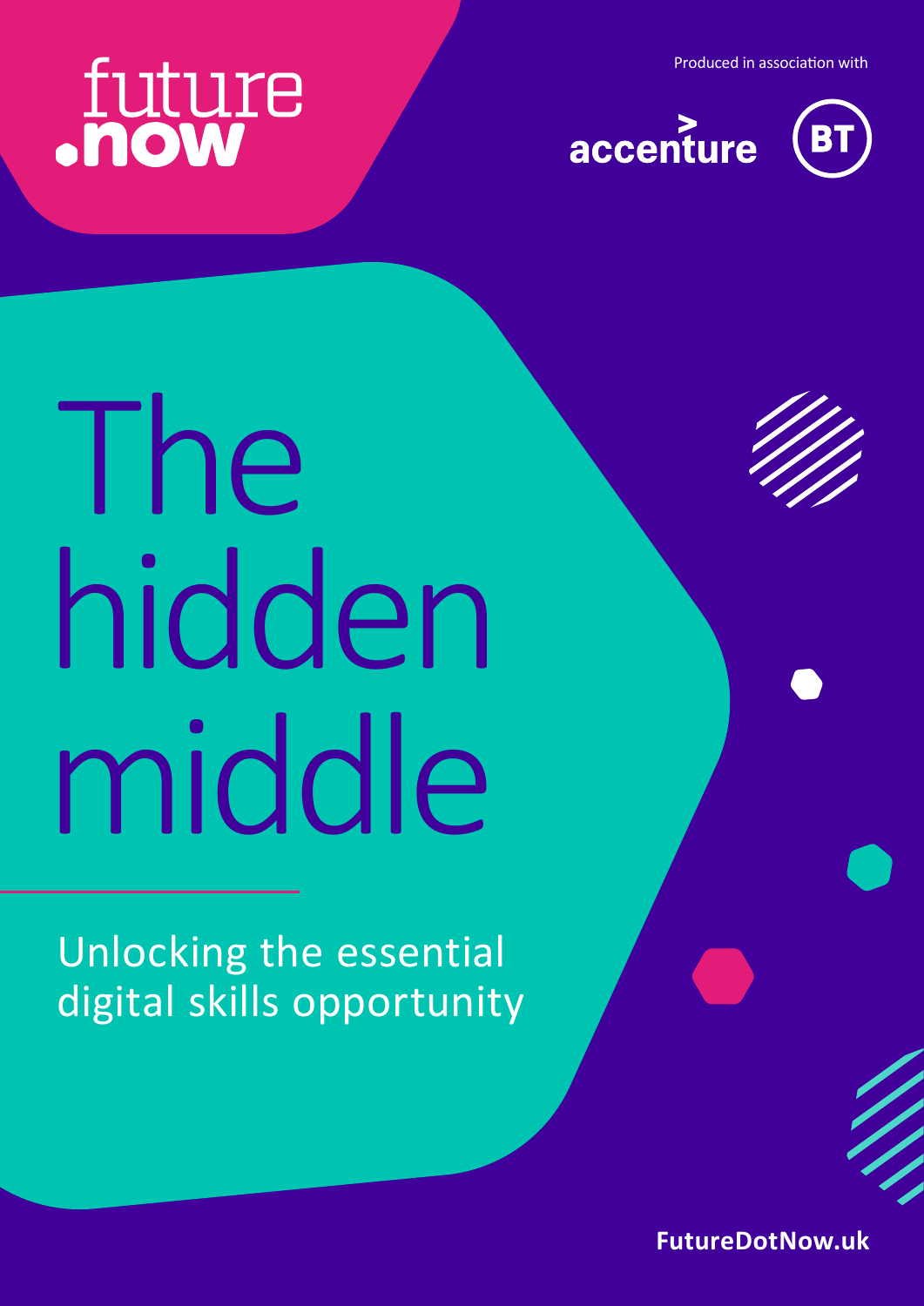future.now

Produced in association with

accenture

BT

# The hidden middle

## Unlocking the essential digital skills opportunity

FutureDotNow.uk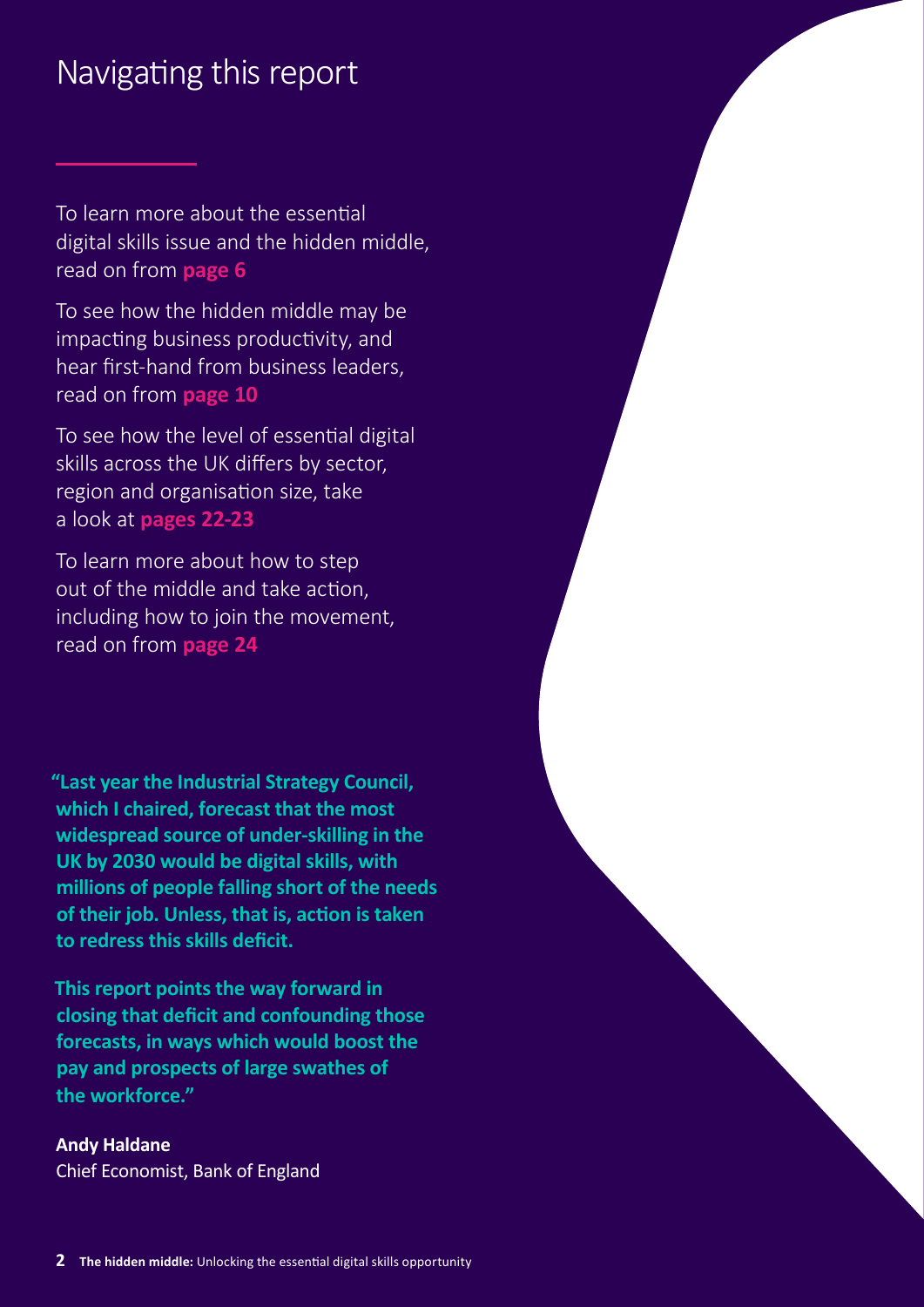# Navigating this report

To learn more about the essential digital skills issue and the hidden middle, read on from **page 6**

To see how the hidden middle may be impacting business productivity, and hear first-hand from business leaders, read on from **page 10**

To see how the level of essential digital skills across the UK differs by sector, region and organisation size, take a look at **pages 22-23**

To learn more about how to step out of the middle and take action, including how to join the movement, read on from **page 24**

**"Last year the Industrial Strategy Council, which I chaired, forecast that the most widespread source of under-skilling in the UK by 2030 would be digital skills, with millions of people falling short of the needs of their job. Unless, that is, action is taken to redress this skills deficit.**

**This report points the way forward in closing that deficit and confounding those forecasts, in ways which would boost the pay and prospects of large swathes of the workforce."**

**Andy Haldane**
Chief Economist, Bank of England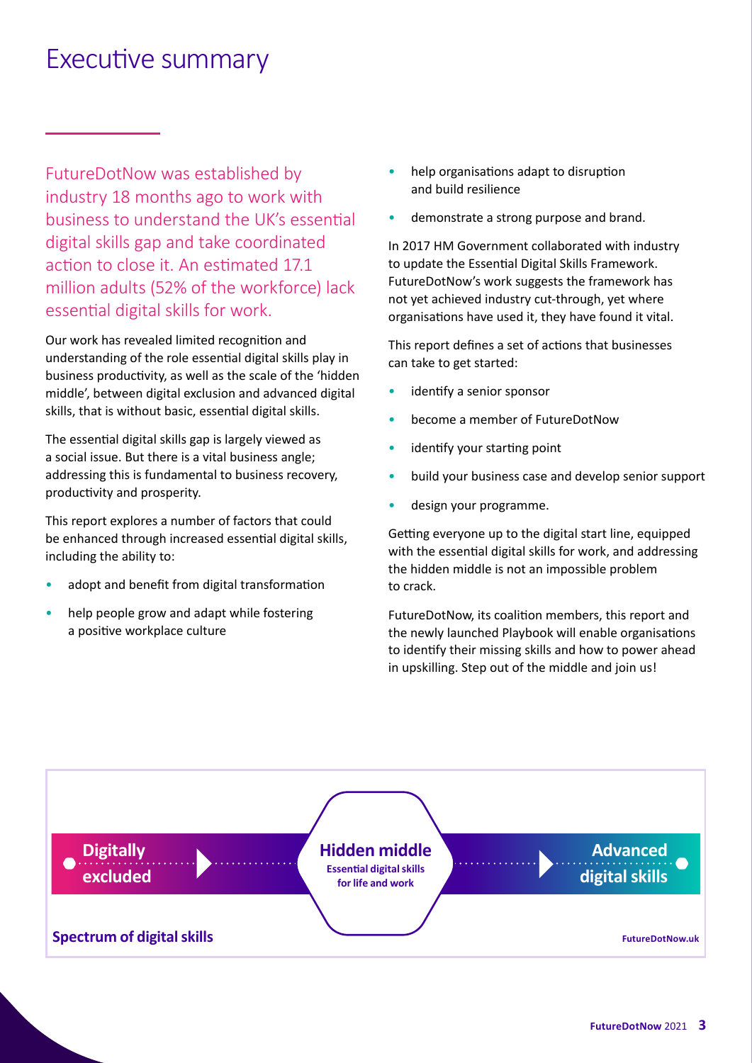# Executive summary

FutureDotNow was established by industry 18 months ago to work with business to understand the UK's essential digital skills gap and take coordinated action to close it. An estimated 17.1 million adults (52% of the workforce) lack essential digital skills for work.

Our work has revealed limited recognition and understanding of the role essential digital skills play in business productivity, as well as the scale of the 'hidden middle', between digital exclusion and advanced digital skills, that is without basic, essential digital skills.

The essential digital skills gap is largely viewed as a social issue. But there is a vital business angle; addressing this is fundamental to business recovery, productivity and prosperity.

This report explores a number of factors that could be enhanced through increased essential digital skills, including the ability to:

- adopt and benefit from digital transformation
- help people grow and adapt while fostering a positive workplace culture
- help organisations adapt to disruption and build resilience
- demonstrate a strong purpose and brand.

In 2017 HM Government collaborated with industry to update the Essential Digital Skills Framework. FutureDotNow's work suggests the framework has not yet achieved industry cut-through, yet where organisations have used it, they have found it vital.

This report defines a set of actions that businesses can take to get started:

- identify a senior sponsor
- become a member of FutureDotNow
- identify your starting point
- build your business case and develop senior support
- design your programme.

Getting everyone up to the digital start line, equipped with the essential digital skills for work, and addressing the hidden middle is not an impossible problem to crack.

FutureDotNow, its coalition members, this report and the newly launched Playbook will enable organisations to identify their missing skills and how to power ahead in upskilling. Step out of the middle and join us!

**Digitally excluded** → **Hidden middle** (Essential digital skills for life and work) → **Advanced digital skills**

**Spectrum of digital skills**

FutureDotNow.uk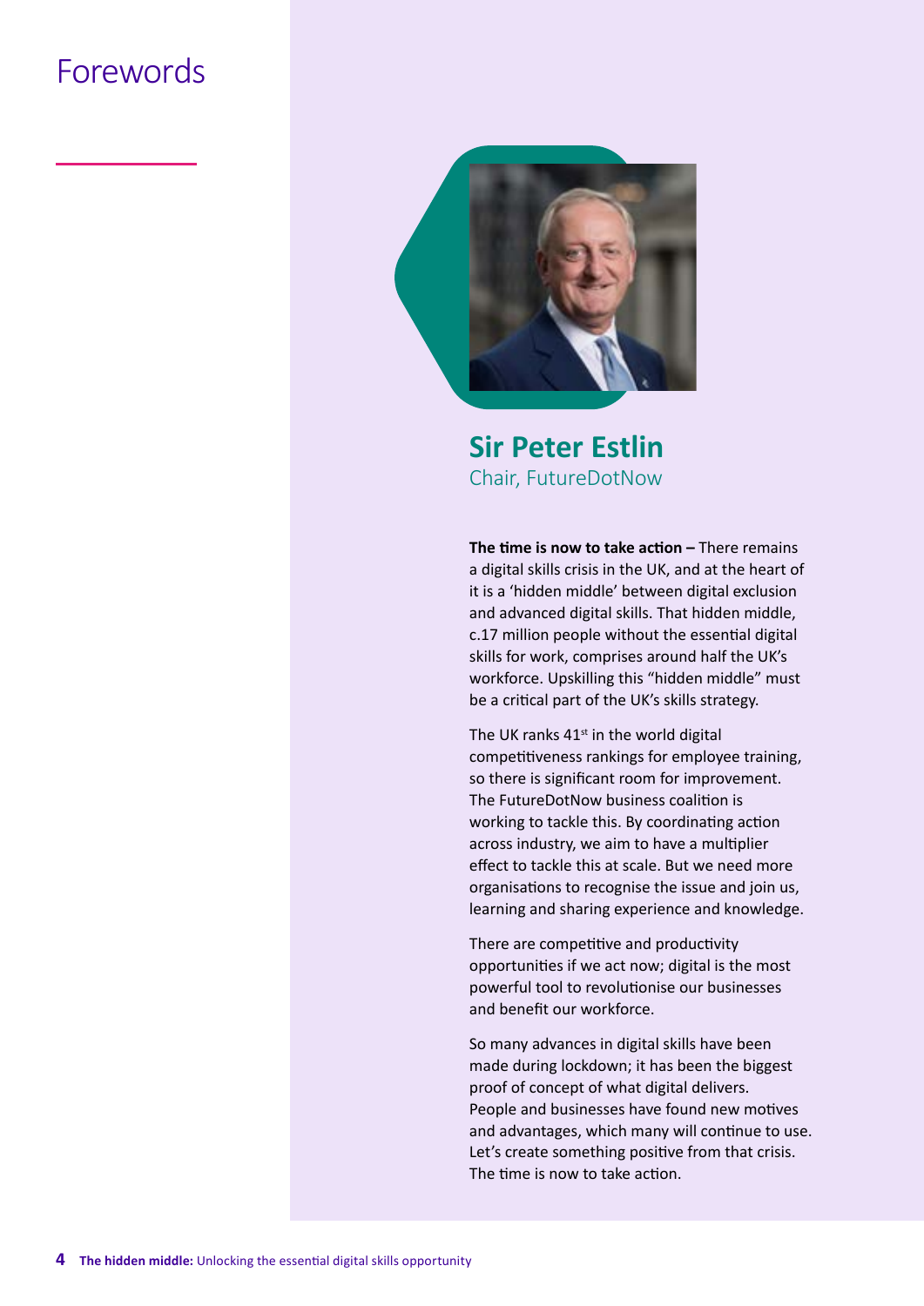# Forewords

## Sir Peter Estlin

Chair, FutureDotNow

**The time is now to take action –** There remains a digital skills crisis in the UK, and at the heart of it is a 'hidden middle' between digital exclusion and advanced digital skills. That hidden middle, c.17 million people without the essential digital skills for work, comprises around half the UK's workforce. Upskilling this "hidden middle" must be a critical part of the UK's skills strategy.

The UK ranks 41st in the world digital competitiveness rankings for employee training, so there is significant room for improvement. The FutureDotNow business coalition is working to tackle this. By coordinating action across industry, we aim to have a multiplier effect to tackle this at scale. But we need more organisations to recognise the issue and join us, learning and sharing experience and knowledge.

There are competitive and productivity opportunities if we act now; digital is the most powerful tool to revolutionise our businesses and benefit our workforce.

So many advances in digital skills have been made during lockdown; it has been the biggest proof of concept of what digital delivers. People and businesses have found new motives and advantages, which many will continue to use. Let's create something positive from that crisis. The time is now to take action.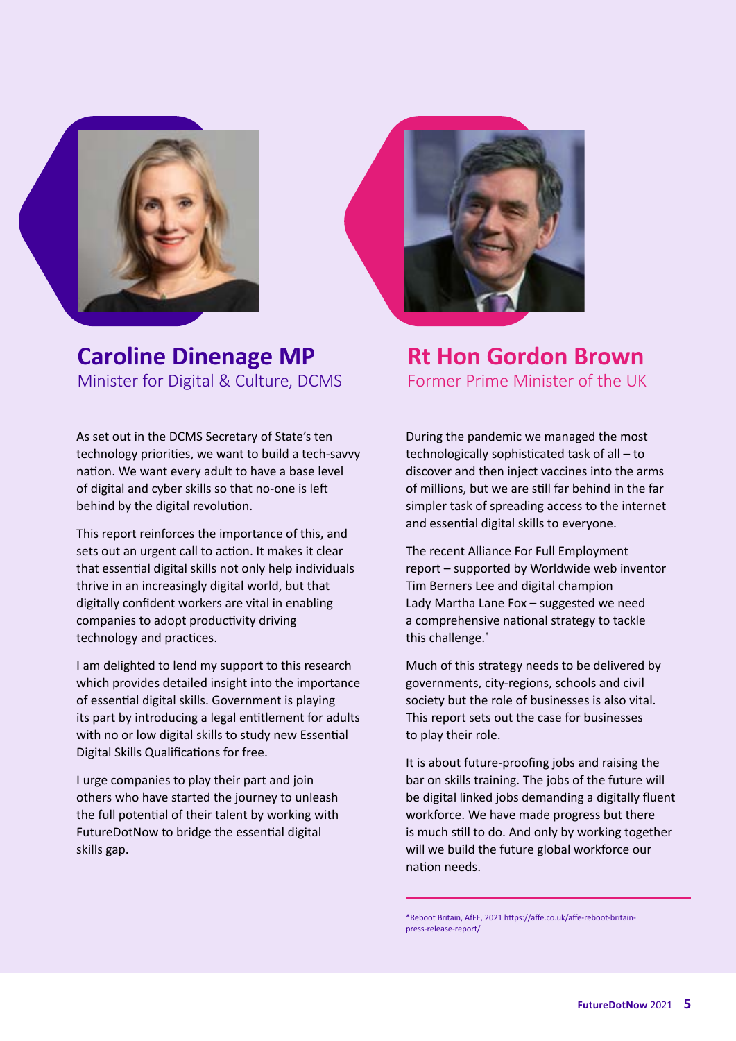## Caroline Dinenage MP

Minister for Digital & Culture, DCMS

As set out in the DCMS Secretary of State's ten technology priorities, we want to build a tech-savvy nation. We want every adult to have a base level of digital and cyber skills so that no-one is left behind by the digital revolution.

This report reinforces the importance of this, and sets out an urgent call to action. It makes it clear that essential digital skills not only help individuals thrive in an increasingly digital world, but that digitally confident workers are vital in enabling companies to adopt productivity driving technology and practices.

I am delighted to lend my support to this research which provides detailed insight into the importance of essential digital skills. Government is playing its part by introducing a legal entitlement for adults with no or low digital skills to study new Essential Digital Skills Qualifications for free.

I urge companies to play their part and join others who have started the journey to unleash the full potential of their talent by working with FutureDotNow to bridge the essential digital skills gap.

## Rt Hon Gordon Brown

Former Prime Minister of the UK

During the pandemic we managed the most technologically sophisticated task of all – to discover and then inject vaccines into the arms of millions, but we are still far behind in the far simpler task of spreading access to the internet and essential digital skills to everyone.

The recent Alliance For Full Employment report – supported by Worldwide web inventor Tim Berners Lee and digital champion Lady Martha Lane Fox – suggested we need a comprehensive national strategy to tackle this challenge.*

Much of this strategy needs to be delivered by governments, city-regions, schools and civil society but the role of businesses is also vital. This report sets out the case for businesses to play their role.

It is about future-proofing jobs and raising the bar on skills training. The jobs of the future will be digital linked jobs demanding a digitally fluent workforce. We have made progress but there is much still to do. And only by working together will we build the future global workforce our nation needs.

*Reboot Britain, AfFE, 2021 https://affe.co.uk/affe-reboot-britain-press-release-report/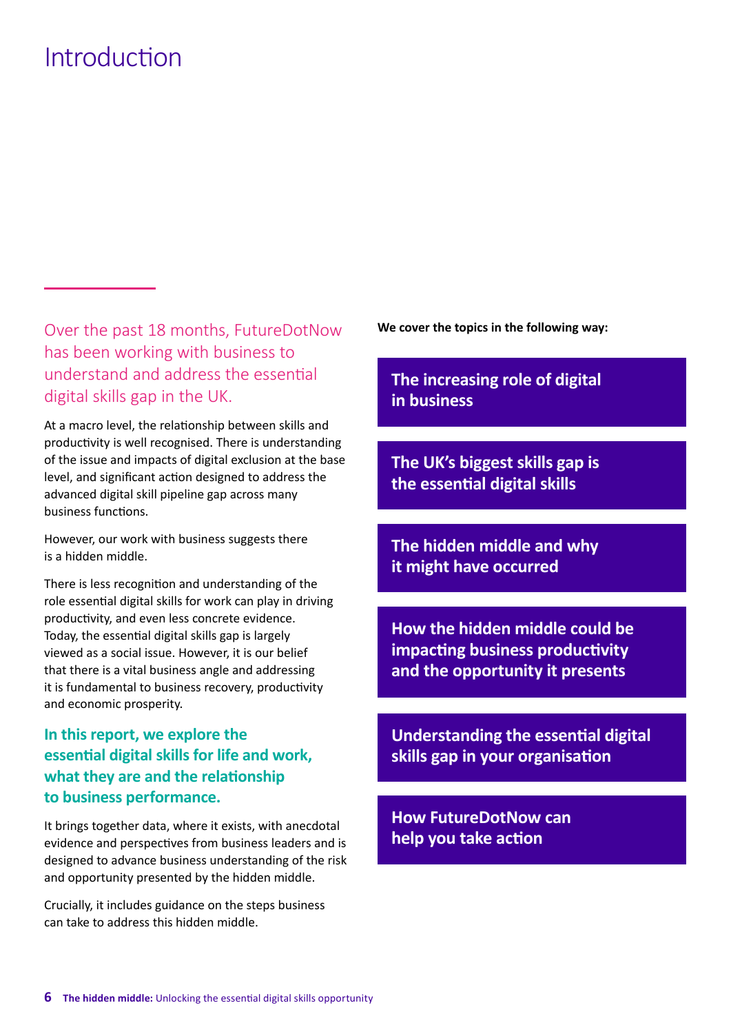# Introduction

Over the past 18 months, FutureDotNow has been working with business to understand and address the essential digital skills gap in the UK.

At a macro level, the relationship between skills and productivity is well recognised. There is understanding of the issue and impacts of digital exclusion at the base level, and significant action designed to address the advanced digital skill pipeline gap across many business functions.

However, our work with business suggests there is a hidden middle.

There is less recognition and understanding of the role essential digital skills for work can play in driving productivity, and even less concrete evidence. Today, the essential digital skills gap is largely viewed as a social issue. However, it is our belief that there is a vital business angle and addressing it is fundamental to business recovery, productivity and economic prosperity.

**In this report, we explore the essential digital skills for life and work, what they are and the relationship to business performance.**

It brings together data, where it exists, with anecdotal evidence and perspectives from business leaders and is designed to advance business understanding of the risk and opportunity presented by the hidden middle.

Crucially, it includes guidance on the steps business can take to address this hidden middle.

**We cover the topics in the following way:**

- **The increasing role of digital in business**
- **The UK's biggest skills gap is the essential digital skills**
- **The hidden middle and why it might have occurred**
- **How the hidden middle could be impacting business productivity and the opportunity it presents**
- **Understanding the essential digital skills gap in your organisation**
- **How FutureDotNow can help you take action**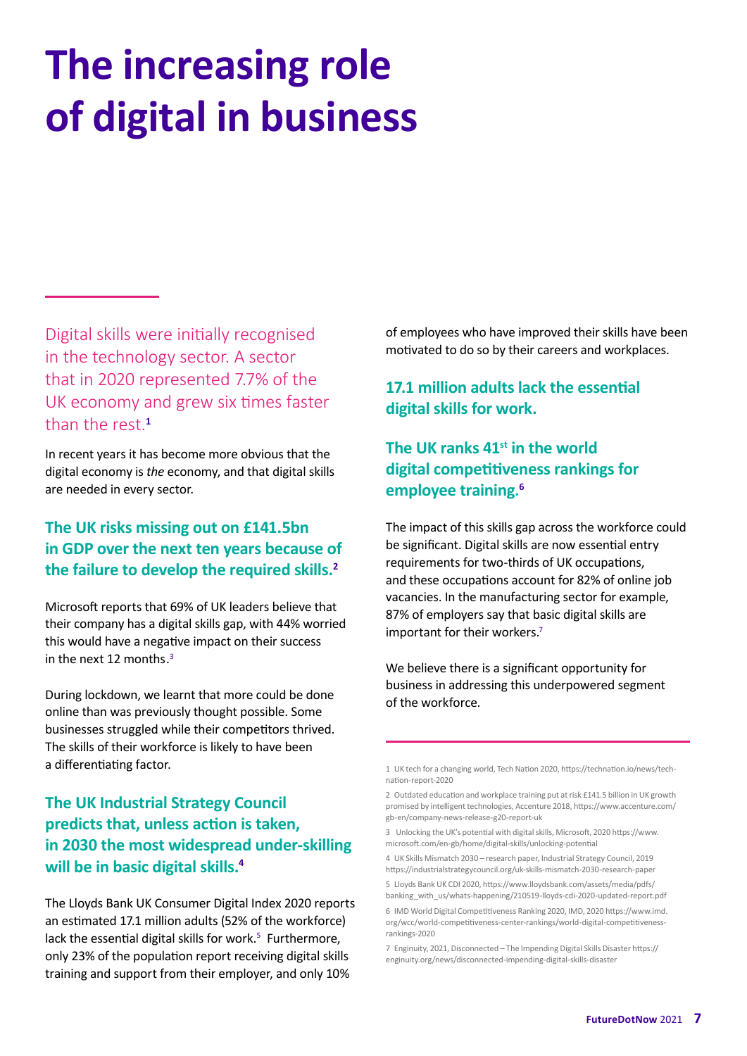# The increasing role of digital in business

Digital skills were initially recognised in the technology sector. A sector that in 2020 represented 7.7% of the UK economy and grew six times faster than the rest.[1]

In recent years it has become more obvious that the digital economy is *the* economy, and that digital skills are needed in every sector.

### The UK risks missing out on £141.5bn in GDP over the next ten years because of the failure to develop the required skills.[2]

Microsoft reports that 69% of UK leaders believe that their company has a digital skills gap, with 44% worried this would have a negative impact on their success in the next 12 months.[3]

During lockdown, we learnt that more could be done online than was previously thought possible. Some businesses struggled while their competitors thrived. The skills of their workforce is likely to have been a differentiating factor.

### The UK Industrial Strategy Council predicts that, unless action is taken, in 2030 the most widespread under-skilling will be in basic digital skills.[4]

The Lloyds Bank UK Consumer Digital Index 2020 reports an estimated 17.1 million adults (52% of the workforce) lack the essential digital skills for work.[5] Furthermore, only 23% of the population report receiving digital skills training and support from their employer, and only 10% of employees who have improved their skills have been motivated to do so by their careers and workplaces.

### 17.1 million adults lack the essential digital skills for work.

### The UK ranks 41st in the world digital competitiveness rankings for employee training.[6]

The impact of this skills gap across the workforce could be significant. Digital skills are now essential entry requirements for two-thirds of UK occupations, and these occupations account for 82% of online job vacancies. In the manufacturing sector for example, 87% of employers say that basic digital skills are important for their workers.[7]

We believe there is a significant opportunity for business in addressing this underpowered segment of the workforce.

1 UK tech for a changing world, Tech Nation 2020, https://technation.io/news/tech-nation-report-2020

2 Outdated education and workplace training put at risk £141.5 billion in UK growth promised by intelligent technologies, Accenture 2018, https://www.accenture.com/gb-en/company-news-release-g20-report-uk

3 Unlocking the UK's potential with digital skills, Microsoft, 2020 https://www.microsoft.com/en-gb/home/digital-skills/unlocking-potential

4 UK Skills Mismatch 2030 – research paper, Industrial Strategy Council, 2019 https://industrialstrategycouncil.org/uk-skills-mismatch-2030-research-paper

5 Lloyds Bank UK CDI 2020, https://www.lloydsbank.com/assets/media/pdfs/banking_with_us/whats-happening/210519-lloyds-cdi-2020-updated-report.pdf

6 IMD World Digital Competitiveness Ranking 2020, IMD, 2020 https://www.imd.org/wcc/world-competitiveness-center-rankings/world-digital-competitiveness-rankings-2020

7 Enginuity, 2021, Disconnected – The Impending Digital Skills Disaster https://enginuity.org/news/disconnected-impending-digital-skills-disaster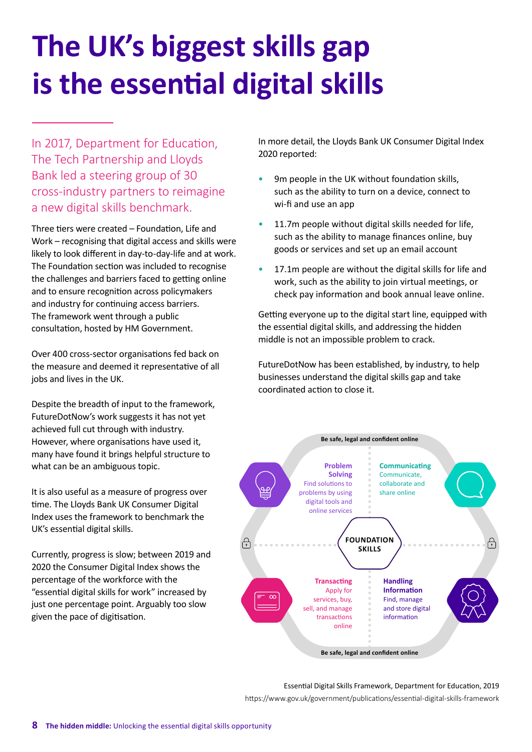# The UK's biggest skills gap is the essential digital skills

In 2017, Department for Education, The Tech Partnership and Lloyds Bank led a steering group of 30 cross-industry partners to reimagine a new digital skills benchmark.

Three tiers were created – Foundation, Life and Work – recognising that digital access and skills were likely to look different in day-to-day-life and at work. The Foundation section was included to recognise the challenges and barriers faced to getting online and to ensure recognition across policymakers and industry for continuing access barriers. The framework went through a public consultation, hosted by HM Government.

Over 400 cross-sector organisations fed back on the measure and deemed it representative of all jobs and lives in the UK.

Despite the breadth of input to the framework, FutureDotNow's work suggests it has not yet achieved full cut through with industry. However, where organisations have used it, many have found it brings helpful structure to what can be an ambiguous topic.

It is also useful as a measure of progress over time. The Lloyds Bank UK Consumer Digital Index uses the framework to benchmark the UK's essential digital skills.

Currently, progress is slow; between 2019 and 2020 the Consumer Digital Index shows the percentage of the workforce with the "essential digital skills for work" increased by just one percentage point. Arguably too slow given the pace of digitisation.

In more detail, the Lloyds Bank UK Consumer Digital Index 2020 reported:

- 9m people in the UK without foundation skills, such as the ability to turn on a device, connect to wi-fi and use an app
- 11.7m people without digital skills needed for life, such as the ability to manage finances online, buy goods or services and set up an email account
- 17.1m people are without the digital skills for life and work, such as the ability to join virtual meetings, or check pay information and book annual leave online.

Getting everyone up to the digital start line, equipped with the essential digital skills, and addressing the hidden middle is not an impossible problem to crack.

FutureDotNow has been established, by industry, to help businesses understand the digital skills gap and take coordinated action to close it.

Be safe, legal and confident online

**Problem Solving** – Find solutions to problems by using digital tools and online services

**Communicating** – Communicate, collaborate and share online

**FOUNDATION SKILLS**

**Transacting** – Apply for services, buy, sell, and manage transactions online

**Handling Information** – Find, manage and store digital information

Be safe, legal and confident online

Essential Digital Skills Framework, Department for Education, 2019
https://www.gov.uk/government/publications/essential-digital-skills-framework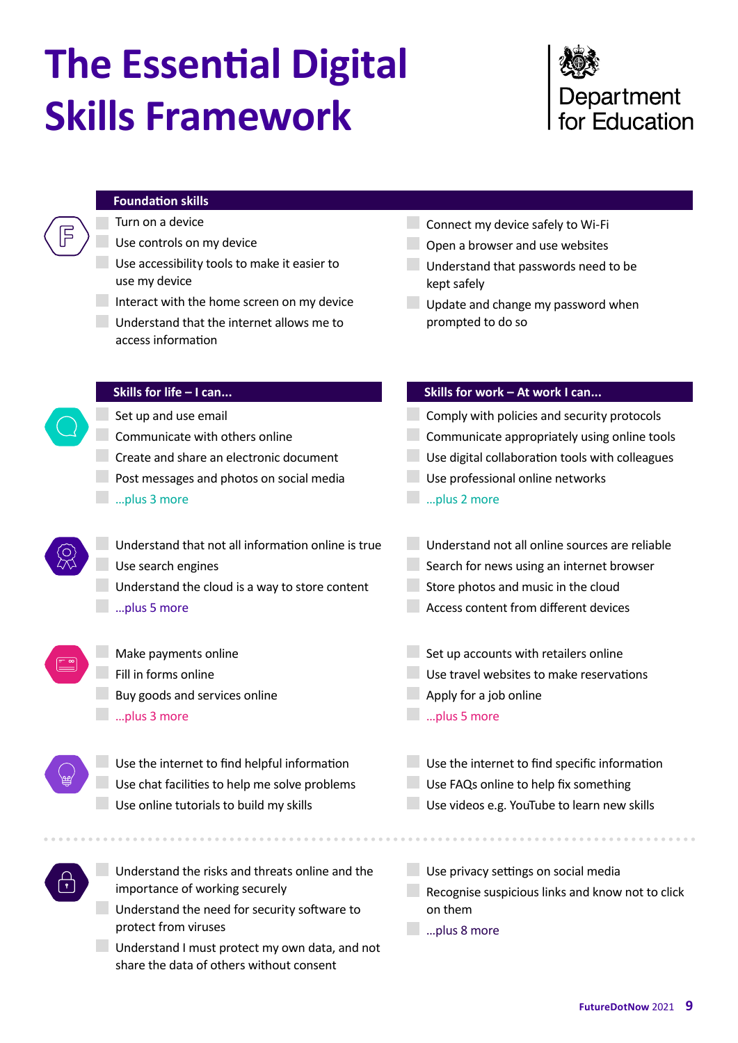# The Essential Digital Skills Framework

Department for Education

## Foundation skills

- Turn on a device
- Use controls on my device
- Use accessibility tools to make it easier to use my device
- Interact with the home screen on my device
- Understand that the internet allows me to access information
- Connect my device safely to Wi-Fi
- Open a browser and use websites
- Understand that passwords need to be kept safely
- Update and change my password when prompted to do so

| Skills for life – I can... | Skills for work – At work I can... |
| --- | --- |
| Set up and use email<br>Communicate with others online<br>Create and share an electronic document<br>Post messages and photos on social media<br>...plus 3 more | Comply with policies and security protocols<br>Communicate appropriately using online tools<br>Use digital collaboration tools with colleagues<br>Use professional online networks<br>...plus 2 more |
| Understand that not all information online is true<br>Use search engines<br>Understand the cloud is a way to store content<br>...plus 5 more | Understand not all online sources are reliable<br>Search for news using an internet browser<br>Store photos and music in the cloud<br>Access content from different devices |
| Make payments online<br>Fill in forms online<br>Buy goods and services online<br>...plus 3 more | Set up accounts with retailers online<br>Use travel websites to make reservations<br>Apply for a job online<br>...plus 5 more |
| Use the internet to find helpful information<br>Use chat facilities to help me solve problems<br>Use online tutorials to build my skills | Use the internet to find specific information<br>Use FAQs online to help fix something<br>Use videos e.g. YouTube to learn new skills |

- Understand the risks and threats online and the importance of working securely
- Understand the need for security software to protect from viruses
- Understand I must protect my own data, and not share the data of others without consent
- Use privacy settings on social media
- Recognise suspicious links and know not to click on them
- ...plus 8 more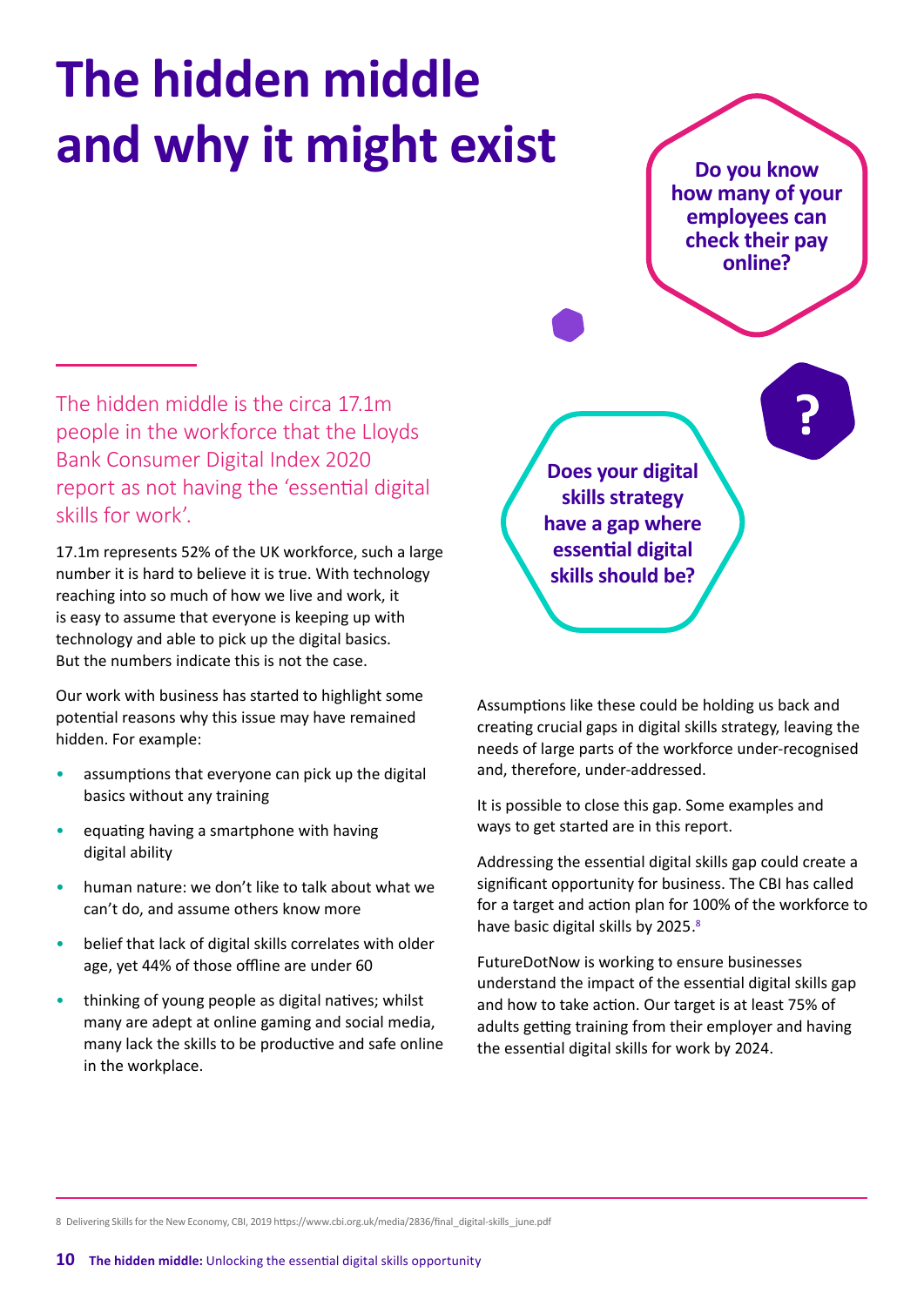# The hidden middle and why it might exist

**Do you know how many of your employees can check their pay online?**

The hidden middle is the circa 17.1m people in the workforce that the Lloyds Bank Consumer Digital Index 2020 report as not having the 'essential digital skills for work'.

17.1m represents 52% of the UK workforce, such a large number it is hard to believe it is true. With technology reaching into so much of how we live and work, it is easy to assume that everyone is keeping up with technology and able to pick up the digital basics. But the numbers indicate this is not the case.

Our work with business has started to highlight some potential reasons why this issue may have remained hidden. For example:

- assumptions that everyone can pick up the digital basics without any training
- equating having a smartphone with having digital ability
- human nature: we don't like to talk about what we can't do, and assume others know more
- belief that lack of digital skills correlates with older age, yet 44% of those offline are under 60
- thinking of young people as digital natives; whilst many are adept at online gaming and social media, many lack the skills to be productive and safe online in the workplace.

**Does your digital skills strategy have a gap where essential digital skills should be?**

Assumptions like these could be holding us back and creating crucial gaps in digital skills strategy, leaving the needs of large parts of the workforce under-recognised and, therefore, under-addressed.

It is possible to close this gap. Some examples and ways to get started are in this report.

Addressing the essential digital skills gap could create a significant opportunity for business. The CBI has called for a target and action plan for 100% of the workforce to have basic digital skills by 2025.[8]

FutureDotNow is working to ensure businesses understand the impact of the essential digital skills gap and how to take action. Our target is at least 75% of adults getting training from their employer and having the essential digital skills for work by 2024.

8 Delivering Skills for the New Economy, CBI, 2019 https://www.cbi.org.uk/media/2836/final_digital-skills_june.pdf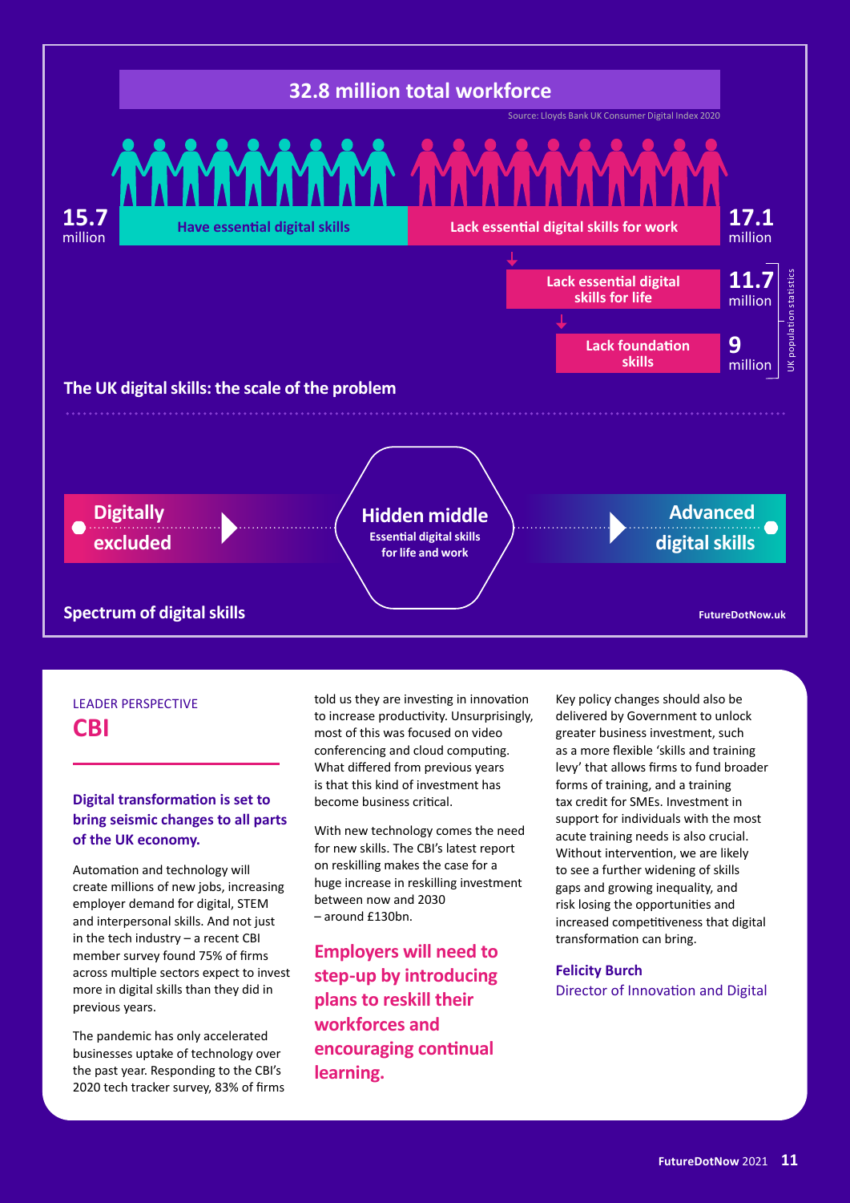## 32.8 million total workforce

Source: Lloyds Bank UK Consumer Digital Index 2020

**15.7** million — Have essential digital skills

**17.1** million — Lack essential digital skills for work

**11.7** million — Lack essential digital skills for life

**9** million — Lack foundation skills

UK population statistics

### The UK digital skills: the scale of the problem

**Digitally excluded** → **Hidden middle** Essential digital skills for life and work → **Advanced digital skills**

### Spectrum of digital skills

FutureDotNow.uk

LEADER PERSPECTIVE

## CBI

**Digital transformation is set to bring seismic changes to all parts of the UK economy.**

Automation and technology will create millions of new jobs, increasing employer demand for digital, STEM and interpersonal skills. And not just in the tech industry – a recent CBI member survey found 75% of firms across multiple sectors expect to invest more in digital skills than they did in previous years.

The pandemic has only accelerated businesses uptake of technology over the past year. Responding to the CBI's 2020 tech tracker survey, 83% of firms told us they are investing in innovation to increase productivity. Unsurprisingly, most of this was focused on video conferencing and cloud computing. What differed from previous years is that this kind of investment has become business critical.

With new technology comes the need for new skills. The CBI's latest report on reskilling makes the case for a huge increase in reskilling investment between now and 2030 – around £130bn.

**Employers will need to step-up by introducing plans to reskill their workforces and encouraging continual learning.**

Key policy changes should also be delivered by Government to unlock greater business investment, such as a more flexible 'skills and training levy' that allows firms to fund broader forms of training, and a training tax credit for SMEs. Investment in support for individuals with the most acute training needs is also crucial. Without intervention, we are likely to see a further widening of skills gaps and growing inequality, and risk losing the opportunities and increased competitiveness that digital transformation can bring.

**Felicity Burch**
Director of Innovation and Digital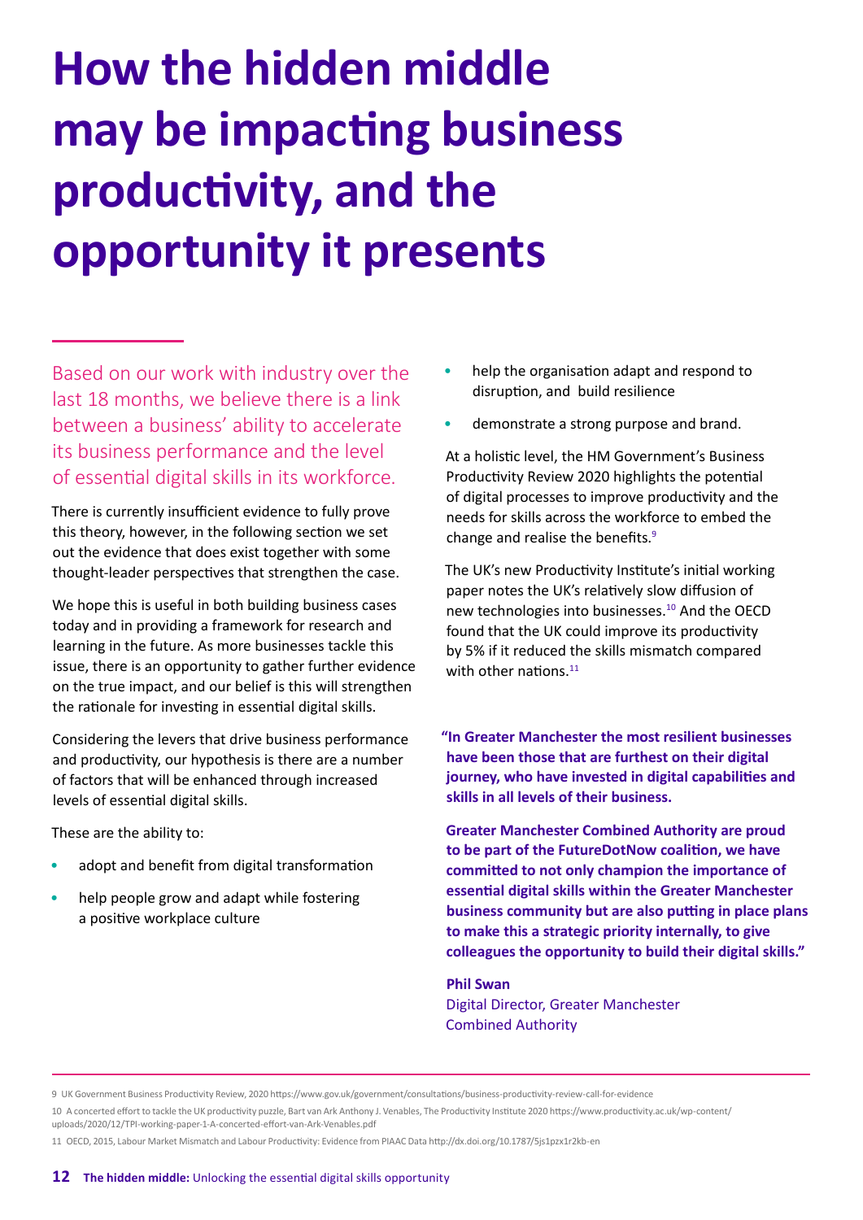# How the hidden middle may be impacting business productivity, and the opportunity it presents

Based on our work with industry over the last 18 months, we believe there is a link between a business' ability to accelerate its business performance and the level of essential digital skills in its workforce.

There is currently insufficient evidence to fully prove this theory, however, in the following section we set out the evidence that does exist together with some thought-leader perspectives that strengthen the case.

We hope this is useful in both building business cases today and in providing a framework for research and learning in the future. As more businesses tackle this issue, there is an opportunity to gather further evidence on the true impact, and our belief is this will strengthen the rationale for investing in essential digital skills.

Considering the levers that drive business performance and productivity, our hypothesis is there are a number of factors that will be enhanced through increased levels of essential digital skills.

These are the ability to:

- adopt and benefit from digital transformation
- help people grow and adapt while fostering a positive workplace culture
- help the organisation adapt and respond to disruption, and build resilience
- demonstrate a strong purpose and brand.

At a holistic level, the HM Government's Business Productivity Review 2020 highlights the potential of digital processes to improve productivity and the needs for skills across the workforce to embed the change and realise the benefits.[9]

The UK's new Productivity Institute's initial working paper notes the UK's relatively slow diffusion of new technologies into businesses.[10] And the OECD found that the UK could improve its productivity by 5% if it reduced the skills mismatch compared with other nations.[11]

**"In Greater Manchester the most resilient businesses have been those that are furthest on their digital journey, who have invested in digital capabilities and skills in all levels of their business.**

**Greater Manchester Combined Authority are proud to be part of the FutureDotNow coalition, we have committed to not only champion the importance of essential digital skills within the Greater Manchester business community but are also putting in place plans to make this a strategic priority internally, to give colleagues the opportunity to build their digital skills."**

**Phil Swan**
Digital Director, Greater Manchester Combined Authority

9 UK Government Business Productivity Review, 2020 https://www.gov.uk/government/consultations/business-productivity-review-call-for-evidence

10 A concerted effort to tackle the UK productivity puzzle, Bart van Ark Anthony J. Venables, The Productivity Institute 2020 https://www.productivity.ac.uk/wp-content/uploads/2020/12/TPI-working-paper-1-A-concerted-effort-van-Ark-Venables.pdf

11 OECD, 2015, Labour Market Mismatch and Labour Productivity: Evidence from PIAAC Data http://dx.doi.org/10.1787/5js1pzx1r2kb-en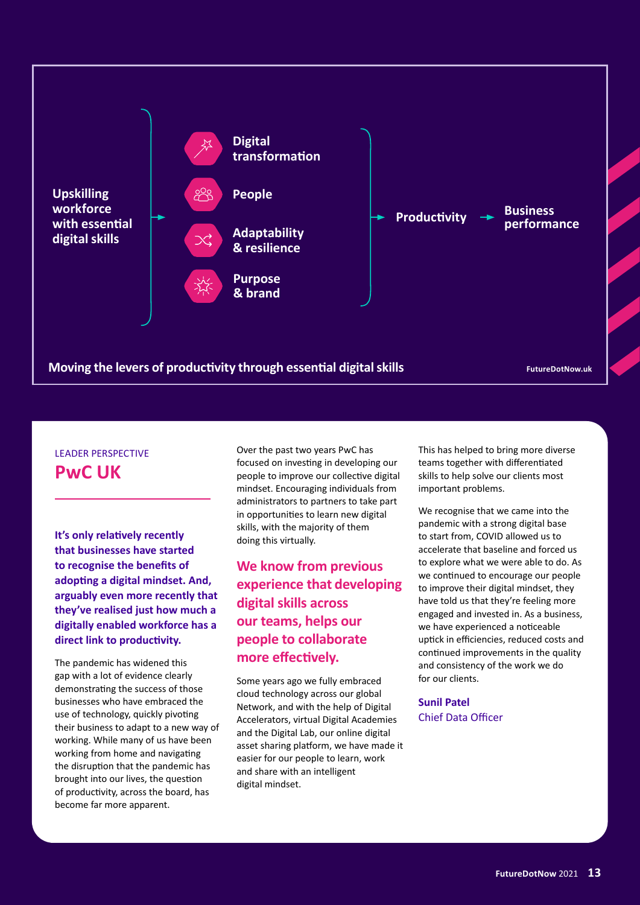Upskilling workforce with essential digital skills → Digital transformation / People / Adaptability & resilience / Purpose & brand → Productivity → Business performance

**Moving the levers of productivity through essential digital skills**

FutureDotNow.uk

LEADER PERSPECTIVE

## PwC UK

**It's only relatively recently that businesses have started to recognise the benefits of adopting a digital mindset. And, arguably even more recently that they've realised just how much a digitally enabled workforce has a direct link to productivity.**

The pandemic has widened this gap with a lot of evidence clearly demonstrating the success of those businesses who have embraced the use of technology, quickly pivoting their business to adapt to a new way of working. While many of us have been working from home and navigating the disruption that the pandemic has brought into our lives, the question of productivity, across the board, has become far more apparent.

Over the past two years PwC has focused on investing in developing our people to improve our collective digital mindset. Encouraging individuals from administrators to partners to take part in opportunities to learn new digital skills, with the majority of them doing this virtually.

**We know from previous experience that developing digital skills across our teams, helps our people to collaborate more effectively.**

Some years ago we fully embraced cloud technology across our global Network, and with the help of Digital Accelerators, virtual Digital Academies and the Digital Lab, our online digital asset sharing platform, we have made it easier for our people to learn, work and share with an intelligent digital mindset.

This has helped to bring more diverse teams together with differentiated skills to help solve our clients most important problems.

We recognise that we came into the pandemic with a strong digital base to start from, COVID allowed us to accelerate that baseline and forced us to explore what we were able to do. As we continued to encourage our people to improve their digital mindset, they have told us that they're feeling more engaged and invested in. As a business, we have experienced a noticeable uptick in efficiencies, reduced costs and continued improvements in the quality and consistency of the work we do for our clients.

**Sunil Patel**
Chief Data Officer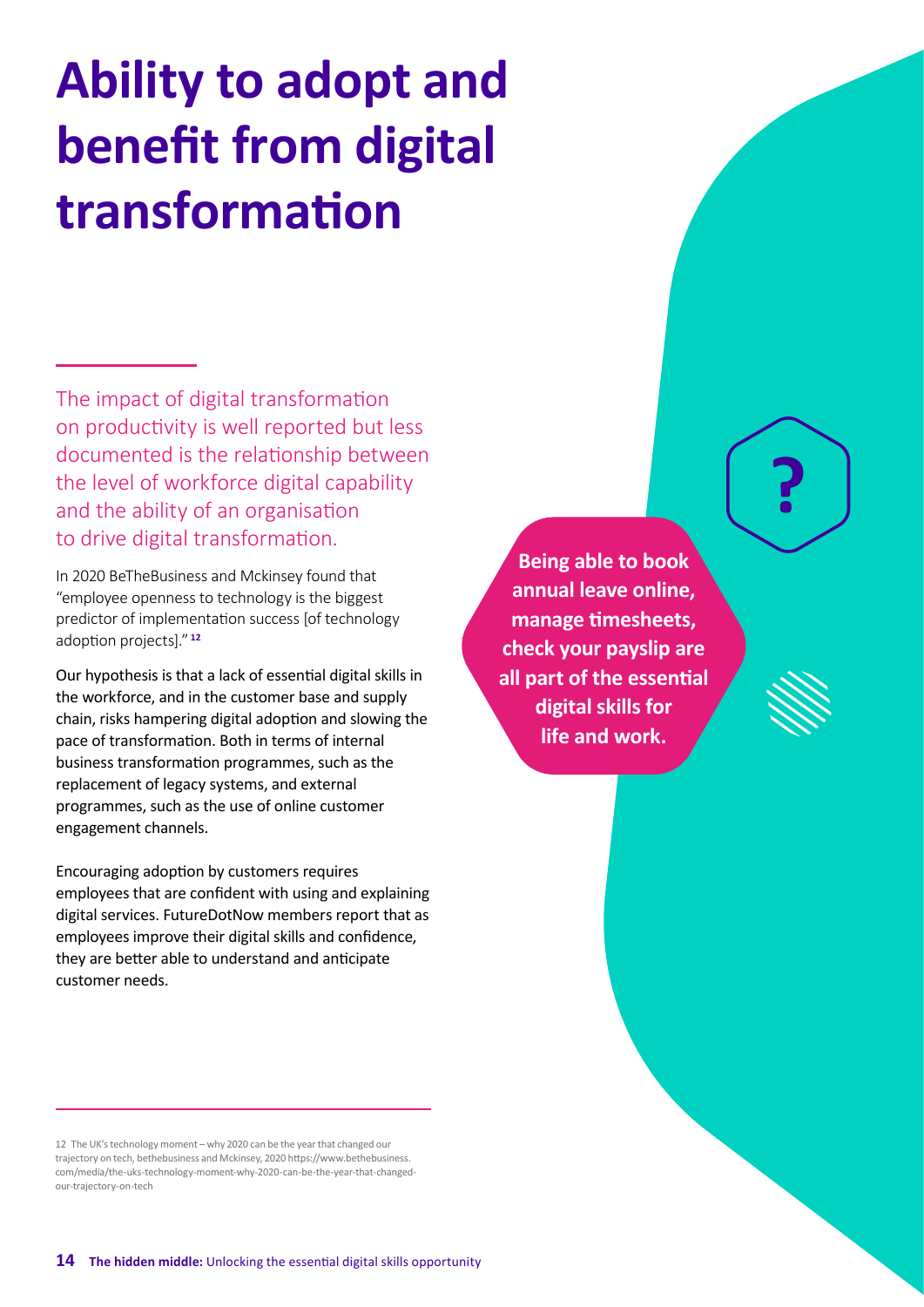# Ability to adopt and benefit from digital transformation

The impact of digital transformation on productivity is well reported but less documented is the relationship between the level of workforce digital capability and the ability of an organisation to drive digital transformation.

In 2020 BeTheBusiness and Mckinsey found that "employee openness to technology is the biggest predictor of implementation success [of technology adoption projects]." [12]

Our hypothesis is that a lack of essential digital skills in the workforce, and in the customer base and supply chain, risks hampering digital adoption and slowing the pace of transformation. Both in terms of internal business transformation programmes, such as the replacement of legacy systems, and external programmes, such as the use of online customer engagement channels.

Encouraging adoption by customers requires employees that are confident with using and explaining digital services. FutureDotNow members report that as employees improve their digital skills and confidence, they are better able to understand and anticipate customer needs.

**Being able to book annual leave online, manage timesheets, check your payslip are all part of the essential digital skills for life and work.**

12 The UK's technology moment – why 2020 can be the year that changed our trajectory on tech, bethebusiness and Mckinsey, 2020 https://www.bethebusiness.com/media/the-uks-technology-moment-why-2020-can-be-the-year-that-changed-our-trajectory-on-tech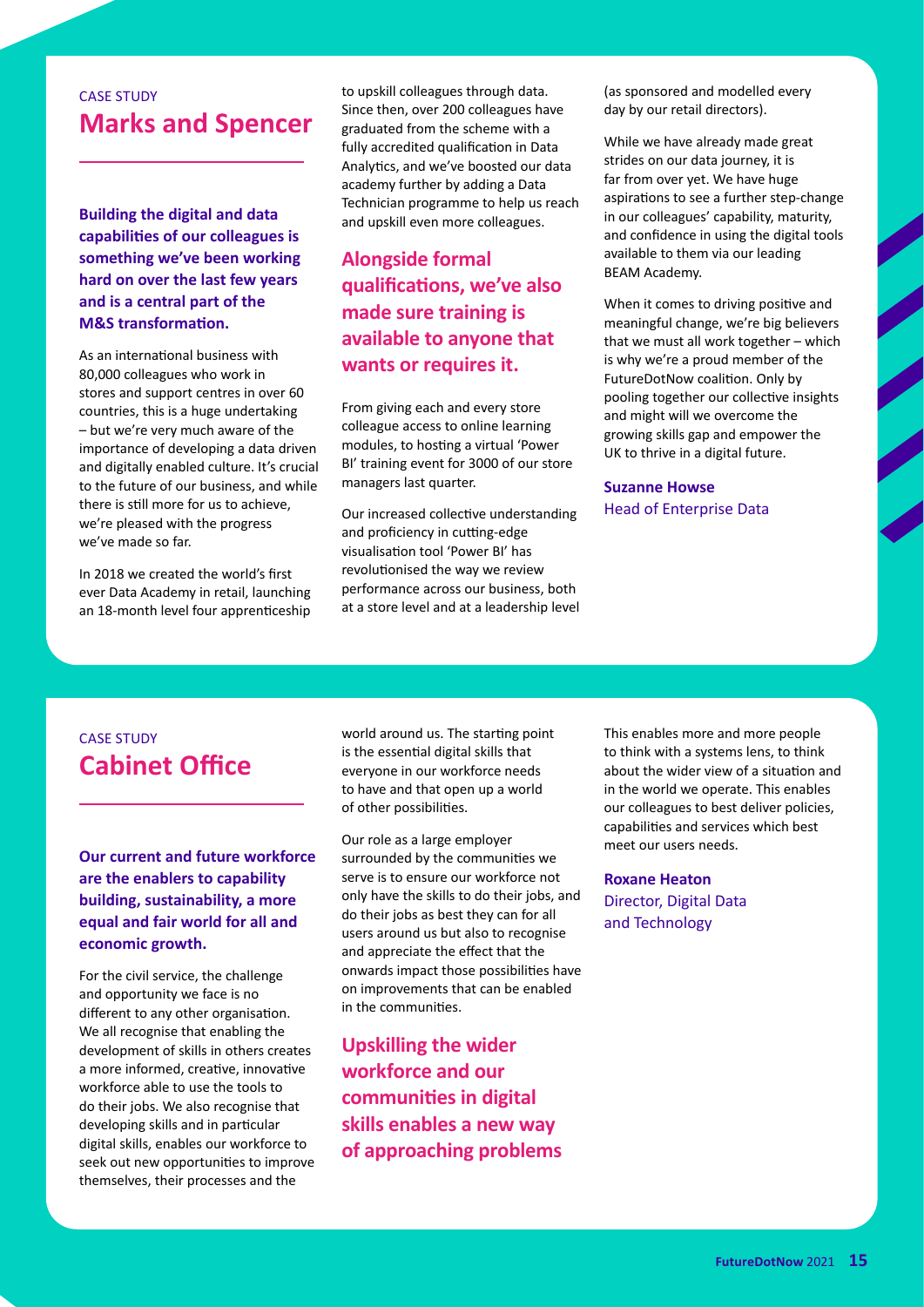CASE STUDY

## Marks and Spencer

**Building the digital and data capabilities of our colleagues is something we've been working hard on over the last few years and is a central part of the M&S transformation.**

As an international business with 80,000 colleagues who work in stores and support centres in over 60 countries, this is a huge undertaking – but we're very much aware of the importance of developing a data driven and digitally enabled culture. It's crucial to the future of our business, and while there is still more for us to achieve, we're pleased with the progress we've made so far.

In 2018 we created the world's first ever Data Academy in retail, launching an 18-month level four apprenticeship to upskill colleagues through data. Since then, over 200 colleagues have graduated from the scheme with a fully accredited qualification in Data Analytics, and we've boosted our data academy further by adding a Data Technician programme to help us reach and upskill even more colleagues.

**Alongside formal qualifications, we've also made sure training is available to anyone that wants or requires it.**

From giving each and every store colleague access to online learning modules, to hosting a virtual 'Power BI' training event for 3000 of our store managers last quarter.

Our increased collective understanding and proficiency in cutting-edge visualisation tool 'Power BI' has revolutionised the way we review performance across our business, both at a store level and at a leadership level (as sponsored and modelled every day by our retail directors).

While we have already made great strides on our data journey, it is far from over yet. We have huge aspirations to see a further step-change in our colleagues' capability, maturity, and confidence in using the digital tools available to them via our leading BEAM Academy.

When it comes to driving positive and meaningful change, we're big believers that we must all work together – which is why we're a proud member of the FutureDotNow coalition. Only by pooling together our collective insights and might will we overcome the growing skills gap and empower the UK to thrive in a digital future.

**Suzanne Howse**
Head of Enterprise Data

CASE STUDY

## Cabinet Office

**Our current and future workforce are the enablers to capability building, sustainability, a more equal and fair world for all and economic growth.**

For the civil service, the challenge and opportunity we face is no different to any other organisation. We all recognise that enabling the development of skills in others creates a more informed, creative, innovative workforce able to use the tools to do their jobs. We also recognise that developing skills and in particular digital skills, enables our workforce to seek out new opportunities to improve themselves, their processes and the world around us. The starting point is the essential digital skills that everyone in our workforce needs to have and that open up a world of other possibilities.

Our role as a large employer surrounded by the communities we serve is to ensure our workforce not only have the skills to do their jobs, and do their jobs as best they can for all users around us but also to recognise and appreciate the effect that the onwards impact those possibilities have on improvements that can be enabled in the communities.

**Upskilling the wider workforce and our communities in digital skills enables a new way of approaching problems**

This enables more and more people to think with a systems lens, to think about the wider view of a situation and in the world we operate. This enables our colleagues to best deliver policies, capabilities and services which best meet our users needs.

**Roxane Heaton**
Director, Digital Data and Technology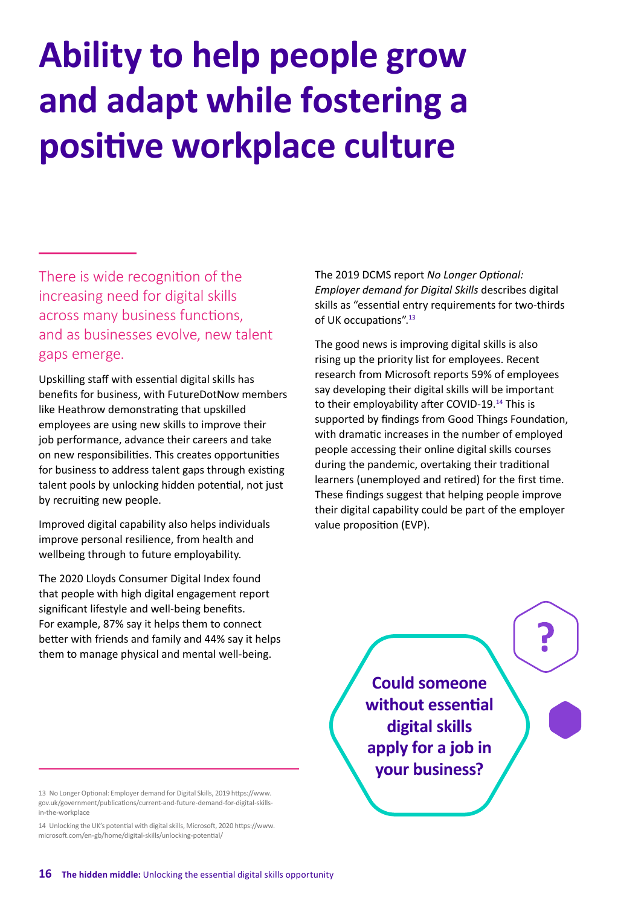# Ability to help people grow and adapt while fostering a positive workplace culture

There is wide recognition of the increasing need for digital skills across many business functions, and as businesses evolve, new talent gaps emerge.

Upskilling staff with essential digital skills has benefits for business, with FutureDotNow members like Heathrow demonstrating that upskilled employees are using new skills to improve their job performance, advance their careers and take on new responsibilities. This creates opportunities for business to address talent gaps through existing talent pools by unlocking hidden potential, not just by recruiting new people.

Improved digital capability also helps individuals improve personal resilience, from health and wellbeing through to future employability.

The 2020 Lloyds Consumer Digital Index found that people with high digital engagement report significant lifestyle and well-being benefits. For example, 87% say it helps them to connect better with friends and family and 44% say it helps them to manage physical and mental well-being.

The 2019 DCMS report *No Longer Optional: Employer demand for Digital Skills* describes digital skills as "essential entry requirements for two-thirds of UK occupations".[13]

The good news is improving digital skills is also rising up the priority list for employees. Recent research from Microsoft reports 59% of employees say developing their digital skills will be important to their employability after COVID-19.[14] This is supported by findings from Good Things Foundation, with dramatic increases in the number of employed people accessing their online digital skills courses during the pandemic, overtaking their traditional learners (unemployed and retired) for the first time. These findings suggest that helping people improve their digital capability could be part of the employer value proposition (EVP).

**Could someone without essential digital skills apply for a job in your business?**

13 No Longer Optional: Employer demand for Digital Skills, 2019 https://www.gov.uk/government/publications/current-and-future-demand-for-digital-skills-in-the-workplace

14 Unlocking the UK's potential with digital skills, Microsoft, 2020 https://www.microsoft.com/en-gb/home/digital-skills/unlocking-potential/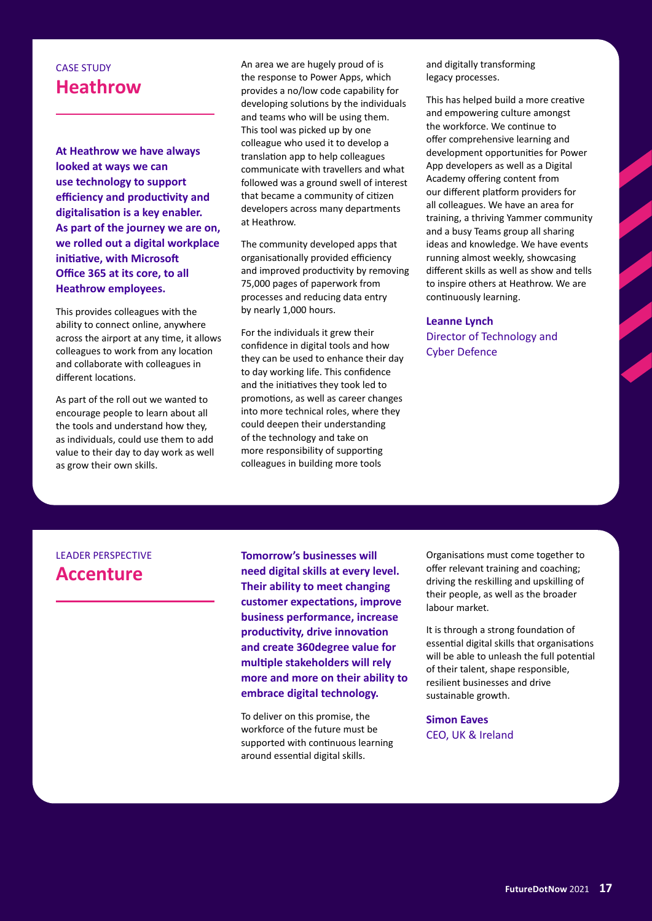CASE STUDY

## Heathrow

**At Heathrow we have always looked at ways we can use technology to support efficiency and productivity and digitalisation is a key enabler. As part of the journey we are on, we rolled out a digital workplace initiative, with Microsoft Office 365 at its core, to all Heathrow employees.**

This provides colleagues with the ability to connect online, anywhere across the airport at any time, it allows colleagues to work from any location and collaborate with colleagues in different locations.

As part of the roll out we wanted to encourage people to learn about all the tools and understand how they, as individuals, could use them to add value to their day to day work as well as grow their own skills.

An area we are hugely proud of is the response to Power Apps, which provides a no/low code capability for developing solutions by the individuals and teams who will be using them. This tool was picked up by one colleague who used it to develop a translation app to help colleagues communicate with travellers and what followed was a ground swell of interest that became a community of citizen developers across many departments at Heathrow.

The community developed apps that organisationally provided efficiency and improved productivity by removing 75,000 pages of paperwork from processes and reducing data entry by nearly 1,000 hours.

For the individuals it grew their confidence in digital tools and how they can be used to enhance their day to day working life. This confidence and the initiatives they took led to promotions, as well as career changes into more technical roles, where they could deepen their understanding of the technology and take on more responsibility of supporting colleagues in building more tools and digitally transforming legacy processes.

This has helped build a more creative and empowering culture amongst the workforce. We continue to offer comprehensive learning and development opportunities for Power App developers as well as a Digital Academy offering content from our different platform providers for all colleagues. We have an area for training, a thriving Yammer community and a busy Teams group all sharing ideas and knowledge. We have events running almost weekly, showcasing different skills as well as show and tells to inspire others at Heathrow. We are continuously learning.

**Leanne Lynch**
Director of Technology and Cyber Defence

LEADER PERSPECTIVE

## Accenture

**Tomorrow's businesses will need digital skills at every level. Their ability to meet changing customer expectations, improve business performance, increase productivity, drive innovation and create 360degree value for multiple stakeholders will rely more and more on their ability to embrace digital technology.**

To deliver on this promise, the workforce of the future must be supported with continuous learning around essential digital skills.

Organisations must come together to offer relevant training and coaching; driving the reskilling and upskilling of their people, as well as the broader labour market.

It is through a strong foundation of essential digital skills that organisations will be able to unleash the full potential of their talent, shape responsible, resilient businesses and drive sustainable growth.

**Simon Eaves**
CEO, UK & Ireland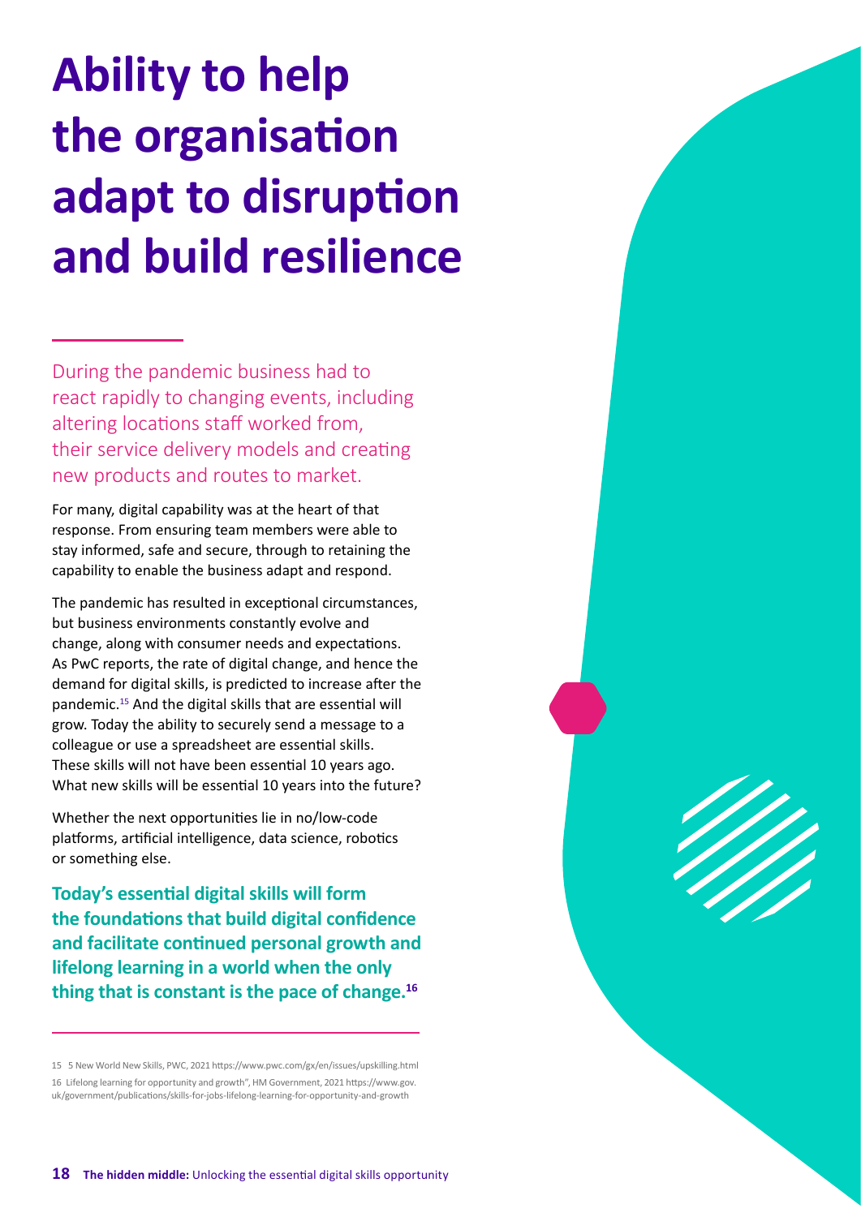# Ability to help the organisation adapt to disruption and build resilience

During the pandemic business had to react rapidly to changing events, including altering locations staff worked from, their service delivery models and creating new products and routes to market.

For many, digital capability was at the heart of that response. From ensuring team members were able to stay informed, safe and secure, through to retaining the capability to enable the business adapt and respond.

The pandemic has resulted in exceptional circumstances, but business environments constantly evolve and change, along with consumer needs and expectations. As PwC reports, the rate of digital change, and hence the demand for digital skills, is predicted to increase after the pandemic.[15] And the digital skills that are essential will grow. Today the ability to securely send a message to a colleague or use a spreadsheet are essential skills. These skills will not have been essential 10 years ago. What new skills will be essential 10 years into the future?

Whether the next opportunities lie in no/low-code platforms, artificial intelligence, data science, robotics or something else.

**Today's essential digital skills will form the foundations that build digital confidence and facilitate continued personal growth and lifelong learning in a world when the only thing that is constant is the pace of change.[16]**

---

15 5 New World New Skills, PWC, 2021 https://www.pwc.com/gx/en/issues/upskilling.html

16 Lifelong learning for opportunity and growth", HM Government, 2021 https://www.gov.uk/government/publications/skills-for-jobs-lifelong-learning-for-opportunity-and-growth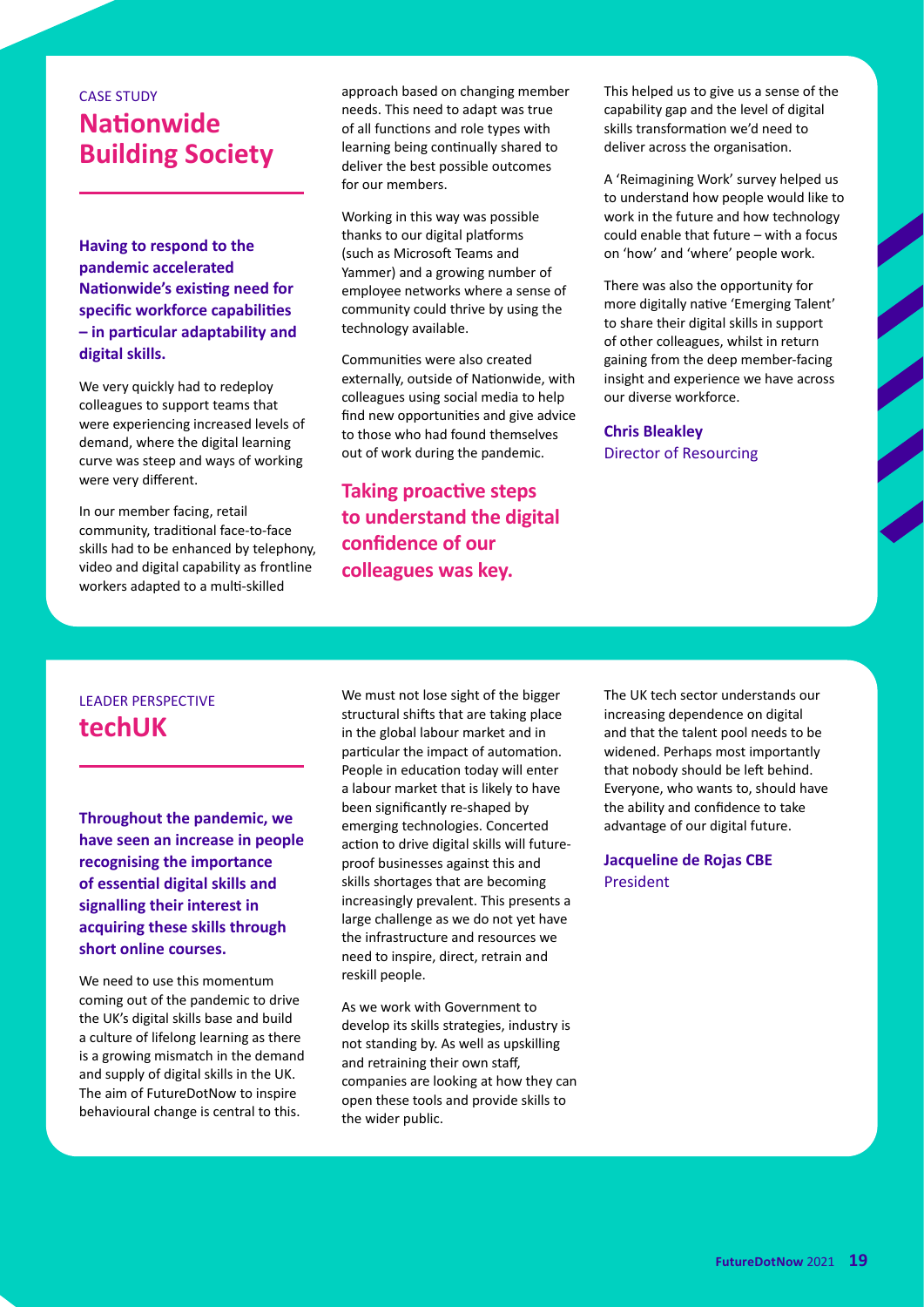CASE STUDY

## Nationwide Building Society

**Having to respond to the pandemic accelerated Nationwide's existing need for specific workforce capabilities – in particular adaptability and digital skills.**

We very quickly had to redeploy colleagues to support teams that were experiencing increased levels of demand, where the digital learning curve was steep and ways of working were very different.

In our member facing, retail community, traditional face-to-face skills had to be enhanced by telephony, video and digital capability as frontline workers adapted to a multi-skilled approach based on changing member needs. This need to adapt was true of all functions and role types with learning being continually shared to deliver the best possible outcomes for our members.

Working in this way was possible thanks to our digital platforms (such as Microsoft Teams and Yammer) and a growing number of employee networks where a sense of community could thrive by using the technology available.

Communities were also created externally, outside of Nationwide, with colleagues using social media to help find new opportunities and give advice to those who had found themselves out of work during the pandemic.

**Taking proactive steps to understand the digital confidence of our colleagues was key.**

This helped us to give us a sense of the capability gap and the level of digital skills transformation we'd need to deliver across the organisation.

A 'Reimagining Work' survey helped us to understand how people would like to work in the future and how technology could enable that future – with a focus on 'how' and 'where' people work.

There was also the opportunity for more digitally native 'Emerging Talent' to share their digital skills in support of other colleagues, whilst in return gaining from the deep member-facing insight and experience we have across our diverse workforce.

**Chris Bleakley**
Director of Resourcing

LEADER PERSPECTIVE

## techUK

**Throughout the pandemic, we have seen an increase in people recognising the importance of essential digital skills and signalling their interest in acquiring these skills through short online courses.**

We need to use this momentum coming out of the pandemic to drive the UK's digital skills base and build a culture of lifelong learning as there is a growing mismatch in the demand and supply of digital skills in the UK. The aim of FutureDotNow to inspire behavioural change is central to this.

We must not lose sight of the bigger structural shifts that are taking place in the global labour market and in particular the impact of automation. People in education today will enter a labour market that is likely to have been significantly re-shaped by emerging technologies. Concerted action to drive digital skills will future-proof businesses against this and skills shortages that are becoming increasingly prevalent. This presents a large challenge as we do not yet have the infrastructure and resources we need to inspire, direct, retrain and reskill people.

As we work with Government to develop its skills strategies, industry is not standing by. As well as upskilling and retraining their own staff, companies are looking at how they can open these tools and provide skills to the wider public.

The UK tech sector understands our increasing dependence on digital and that the talent pool needs to be widened. Perhaps most importantly that nobody should be left behind. Everyone, who wants to, should have the ability and confidence to take advantage of our digital future.

**Jacqueline de Rojas CBE**
President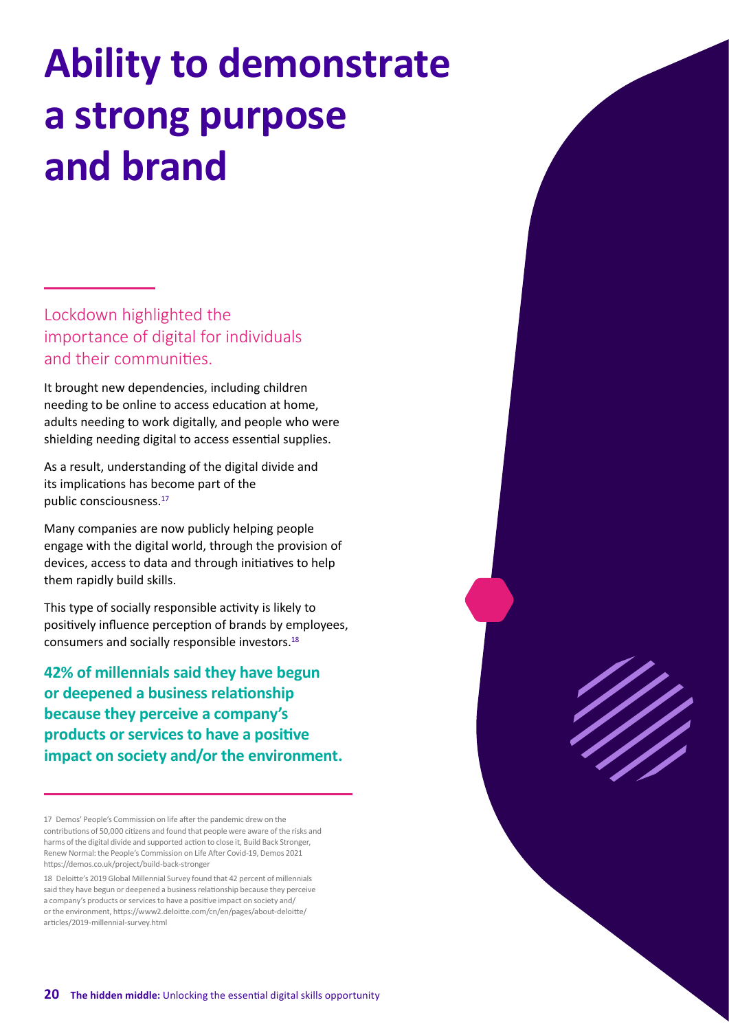# Ability to demonstrate a strong purpose and brand

## Lockdown highlighted the importance of digital for individuals and their communities.

It brought new dependencies, including children needing to be online to access education at home, adults needing to work digitally, and people who were shielding needing digital to access essential supplies.

As a result, understanding of the digital divide and its implications has become part of the public consciousness.[17]

Many companies are now publicly helping people engage with the digital world, through the provision of devices, access to data and through initiatives to help them rapidly build skills.

This type of socially responsible activity is likely to positively influence perception of brands by employees, consumers and socially responsible investors.[18]

**42% of millennials said they have begun or deepened a business relationship because they perceive a company's products or services to have a positive impact on society and/or the environment.**

---

17 Demos' People's Commission on life after the pandemic drew on the contributions of 50,000 citizens and found that people were aware of the risks and harms of the digital divide and supported action to close it, Build Back Stronger, Renew Normal: the People's Commission on Life After Covid-19, Demos 2021 https://demos.co.uk/project/build-back-stronger

18 Deloitte's 2019 Global Millennial Survey found that 42 percent of millennials said they have begun or deepened a business relationship because they perceive a company's products or services to have a positive impact on society and/or the environment, https://www2.deloitte.com/cn/en/pages/about-deloitte/articles/2019-millennial-survey.html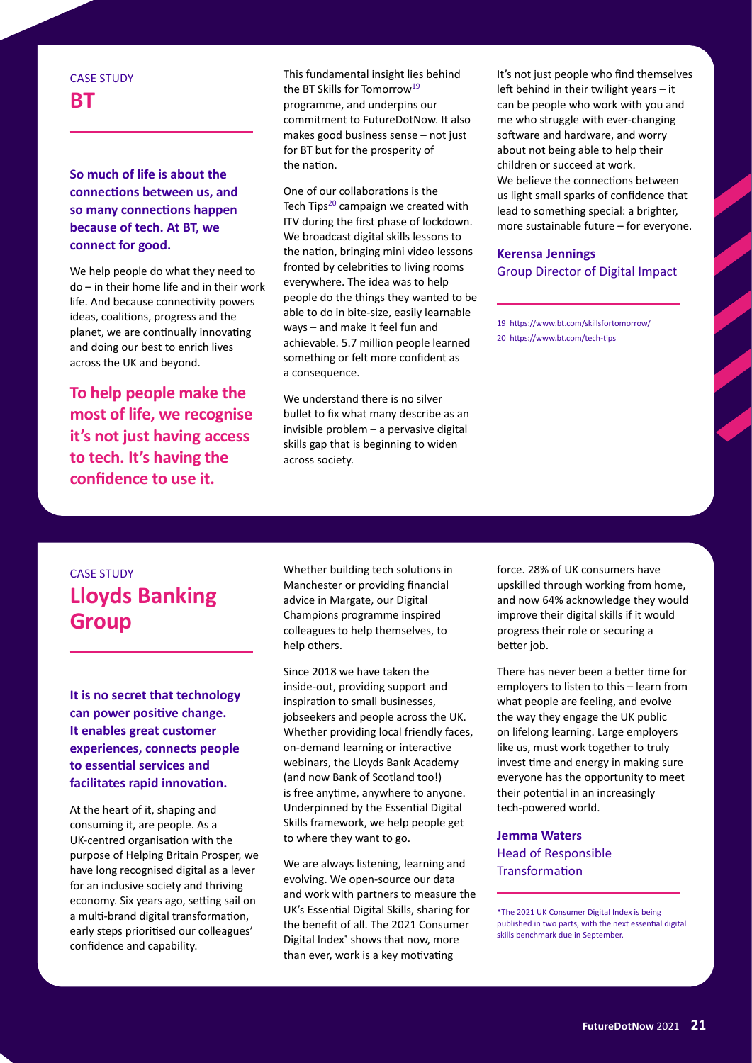CASE STUDY

# BT

**So much of life is about the connections between us, and so many connections happen because of tech. At BT, we connect for good.**

We help people do what they need to do – in their home life and in their work life. And because connectivity powers ideas, coalitions, progress and the planet, we are continually innovating and doing our best to enrich lives across the UK and beyond.

**To help people make the most of life, we recognise it's not just having access to tech. It's having the confidence to use it.**

This fundamental insight lies behind the BT Skills for Tomorrow[19] programme, and underpins our commitment to FutureDotNow. It also makes good business sense – not just for BT but for the prosperity of the nation.

One of our collaborations is the Tech Tips[20] campaign we created with ITV during the first phase of lockdown. We broadcast digital skills lessons to the nation, bringing mini video lessons fronted by celebrities to living rooms everywhere. The idea was to help people do the things they wanted to be able to do in bite-size, easily learnable ways – and make it feel fun and achievable. 5.7 million people learned something or felt more confident as a consequence.

We understand there is no silver bullet to fix what many describe as an invisible problem – a pervasive digital skills gap that is beginning to widen across society.

It's not just people who find themselves left behind in their twilight years – it can be people who work with you and me who struggle with ever-changing software and hardware, and worry about not being able to help their children or succeed at work. We believe the connections between us light small sparks of confidence that lead to something special: a brighter, more sustainable future – for everyone.

**Kerensa Jennings**
Group Director of Digital Impact

19 https://www.bt.com/skillsfortomorrow/
20 https://www.bt.com/tech-tips

CASE STUDY

# Lloyds Banking Group

**It is no secret that technology can power positive change. It enables great customer experiences, connects people to essential services and facilitates rapid innovation.**

At the heart of it, shaping and consuming it, are people. As a UK-centred organisation with the purpose of Helping Britain Prosper, we have long recognised digital as a lever for an inclusive society and thriving economy. Six years ago, setting sail on a multi-brand digital transformation, early steps prioritised our colleagues' confidence and capability.

Whether building tech solutions in Manchester or providing financial advice in Margate, our Digital Champions programme inspired colleagues to help themselves, to help others.

Since 2018 we have taken the inside-out, providing support and inspiration to small businesses, jobseekers and people across the UK. Whether providing local friendly faces, on-demand learning or interactive webinars, the Lloyds Bank Academy (and now Bank of Scotland too!) is free anytime, anywhere to anyone. Underpinned by the Essential Digital Skills framework, we help people get to where they want to go.

We are always listening, learning and evolving. We open-source our data and work with partners to measure the UK's Essential Digital Skills, sharing for the benefit of all. The 2021 Consumer Digital Index* shows that now, more than ever, work is a key motivating force. 28% of UK consumers have upskilled through working from home, and now 64% acknowledge they would improve their digital skills if it would progress their role or securing a better job.

There has never been a better time for employers to listen to this – learn from what people are feeling, and evolve the way they engage the UK public on lifelong learning. Large employers like us, must work together to truly invest time and energy in making sure everyone has the opportunity to meet their potential in an increasingly tech-powered world.

**Jemma Waters**
Head of Responsible Transformation

*The 2021 UK Consumer Digital Index is being published in two parts, with the next essential digital skills benchmark due in September.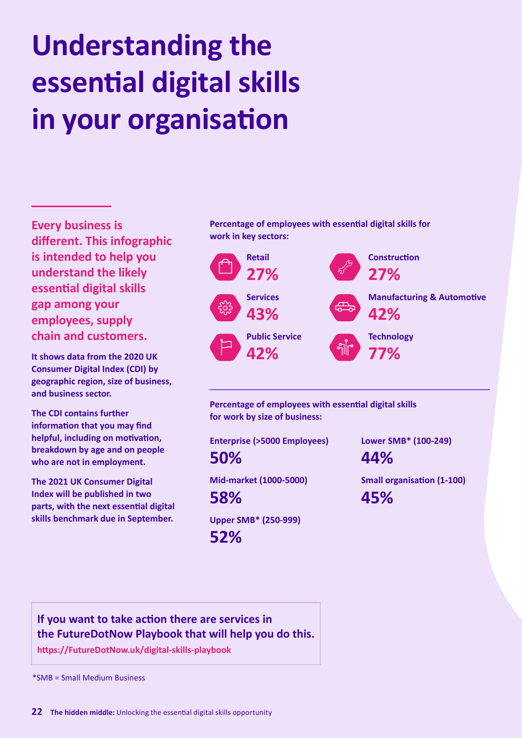# Understanding the essential digital skills in your organisation

**Every business is different. This infographic is intended to help you understand the likely essential digital skills gap among your employees, supply chain and customers.**

**It shows data from the 2020 UK Consumer Digital Index (CDI) by geographic region, size of business, and business sector.**

**The CDI contains further information that you may find helpful, including on motivation, breakdown by age and on people who are not in employment.**

**The 2021 UK Consumer Digital Index will be published in two parts, with the next essential digital skills benchmark due in September.**

**Percentage of employees with essential digital skills for work in key sectors:**

- **Retail** 27%
- **Construction** 27%
- **Services** 43%
- **Manufacturing & Automotive** 42%
- **Public Service** 42%
- **Technology** 77%

**Percentage of employees with essential digital skills for work by size of business:**

- **Enterprise (>5000 Employees)** 50%
- **Lower SMB* (100-249)** 44%
- **Mid-market (1000-5000)** 58%
- **Small organisation (1-100)** 45%
- **Upper SMB* (250-999)** 52%

**If you want to take action there are services in the FutureDotNow Playbook that will help you do this.**
**https://FutureDotNow.uk/digital-skills-playbook**

*SMB = Small Medium Business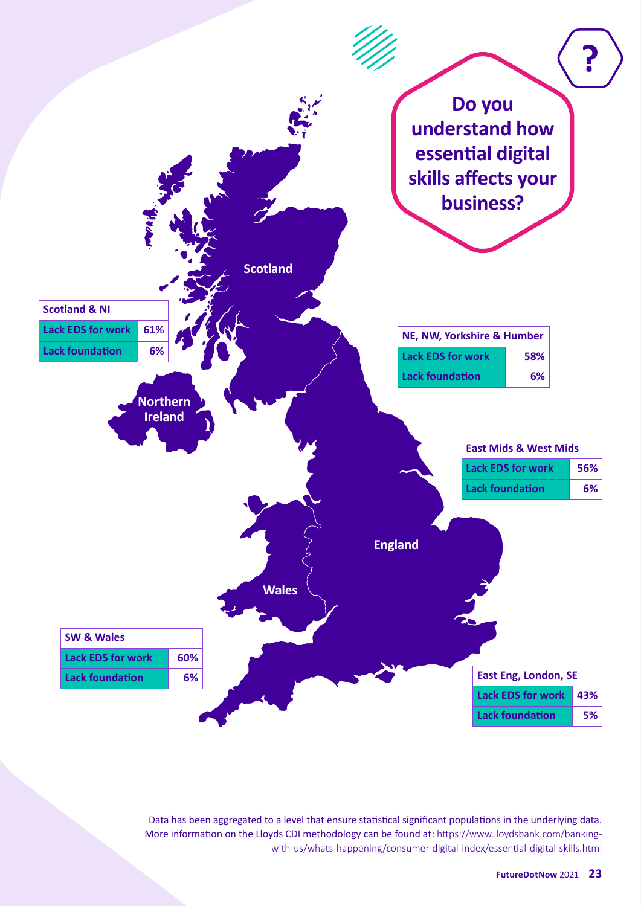## Do you understand how essential digital skills affects your business?

| Scotland & NI | |
|---|---|
| Lack EDS for work | 61% |
| Lack foundation | 6% |

| NE, NW, Yorkshire & Humber | |
|---|---|
| Lack EDS for work | 58% |
| Lack foundation | 6% |

| East Mids & West Mids | |
|---|---|
| Lack EDS for work | 56% |
| Lack foundation | 6% |

| SW & Wales | |
|---|---|
| Lack EDS for work | 60% |
| Lack foundation | 6% |

| East Eng, London, SE | |
|---|---|
| Lack EDS for work | 43% |
| Lack foundation | 5% |

Scotland

Northern Ireland

England

Wales

Data has been aggregated to a level that ensure statistical significant populations in the underlying data. More information on the Lloyds CDI methodology can be found at: https://www.lloydsbank.com/banking-with-us/whats-happening/consumer-digital-index/essential-digital-skills.html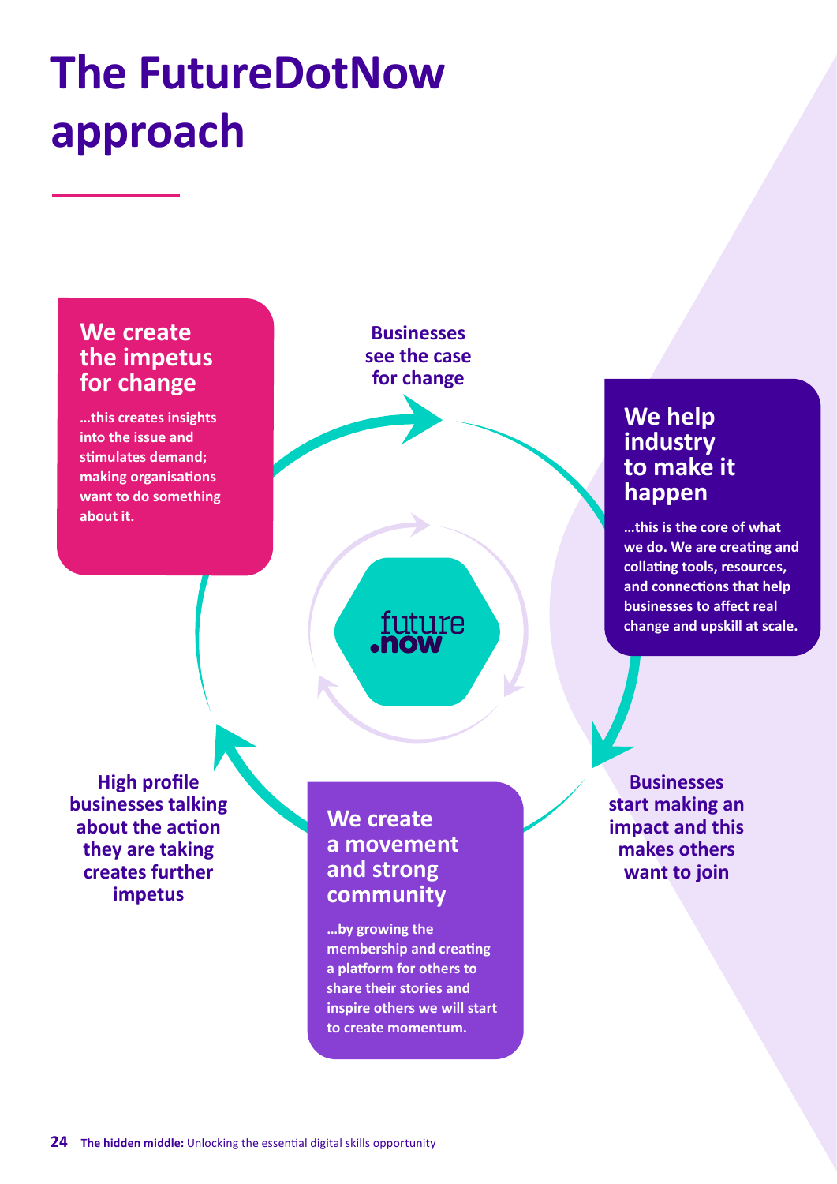# The FutureDotNow approach

## We create the impetus for change

**…this creates insights into the issue and stimulates demand; making organisations want to do something about it.**

**Businesses see the case for change**

## We help industry to make it happen

**…this is the core of what we do. We are creating and collating tools, resources, and connections that help businesses to affect real change and upskill at scale.**

**Businesses start making an impact and this makes others want to join**

## We create a movement and strong community

**…by growing the membership and creating a platform for others to share their stories and inspire others we will start to create momentum.**

**High profile businesses talking about the action they are taking creates further impetus**

future.now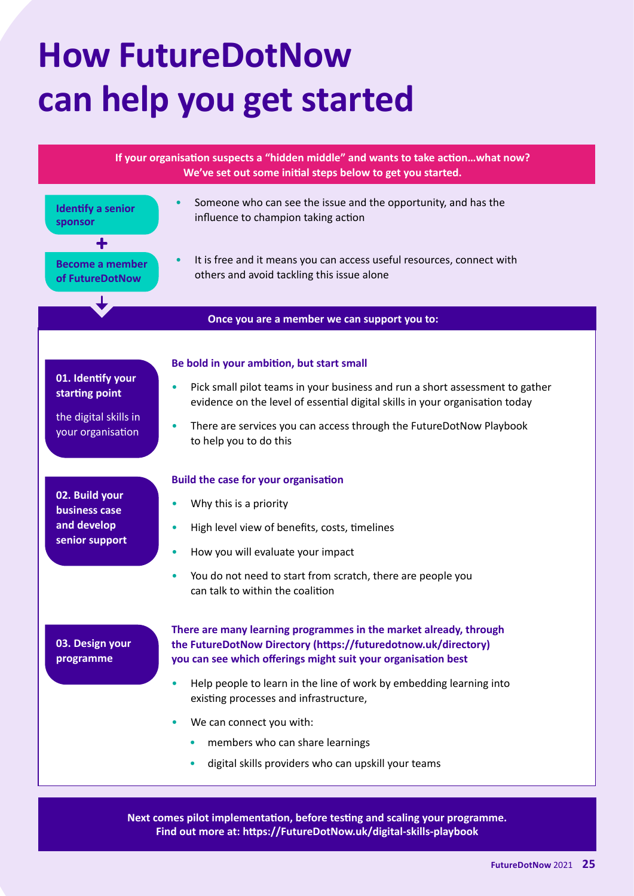# How FutureDotNow can help you get started

**If your organisation suspects a "hidden middle" and wants to take action…what now? We've set out some initial steps below to get you started.**

**Identify a senior sponsor**

- Someone who can see the issue and the opportunity, and has the influence to champion taking action

+

**Become a member of FutureDotNow**

- It is free and it means you can access useful resources, connect with others and avoid tackling this issue alone

**Once you are a member we can support you to:**

**01. Identify your starting point**

the digital skills in your organisation

**Be bold in your ambition, but start small**

- Pick small pilot teams in your business and run a short assessment to gather evidence on the level of essential digital skills in your organisation today
- There are services you can access through the FutureDotNow Playbook to help you to do this

**02. Build your business case and develop senior support**

**Build the case for your organisation**

- Why this is a priority
- High level view of benefits, costs, timelines
- How you will evaluate your impact
- You do not need to start from scratch, there are people you can talk to within the coalition

**03. Design your programme**

**There are many learning programmes in the market already, through the FutureDotNow Directory (https://futuredotnow.uk/directory) you can see which offerings might suit your organisation best**

- Help people to learn in the line of work by embedding learning into existing processes and infrastructure,
- We can connect you with:
  - members who can share learnings
  - digital skills providers who can upskill your teams

**Next comes pilot implementation, before testing and scaling your programme. Find out more at: https://FutureDotNow.uk/digital-skills-playbook**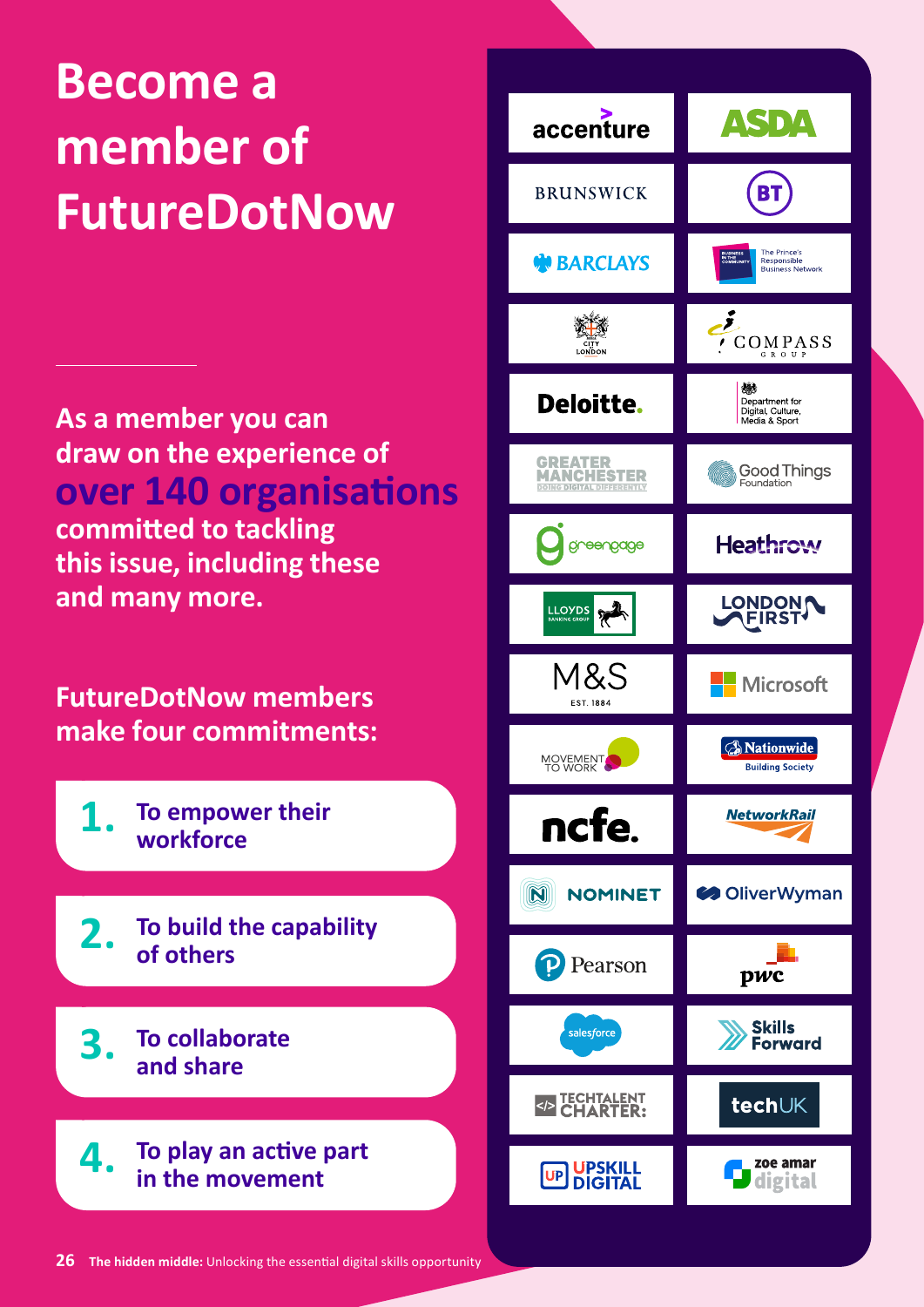# Become a member of FutureDotNow

As a member you can draw on the experience of **over 140 organisations** committed to tackling this issue, including these and many more.

## FutureDotNow members make four commitments:

1. To empower their workforce
2. To build the capability of others
3. To collaborate and share
4. To play an active part in the movement

- accenture
- ASDA
- BRUNSWICK
- BT
- BARCLAYS
- Business in the Community – The Prince's Responsible Business Network
- City London
- Compass Group
- Deloitte.
- Department for Digital, Culture, Media & Sport
- Greater Manchester – Doing Digital Differently
- Good Things Foundation
- greengage
- Heathrow
- Lloyds Banking Group
- London First
- M&S EST. 1884
- Microsoft
- Movement to Work
- Nationwide Building Society
- ncfe.
- NetworkRail
- NOMINET
- OliverWyman
- Pearson
- pwc
- salesforce
- Skills Forward
- TechTalent Charter
- techUK
- Upskill Digital
- zoe amar digital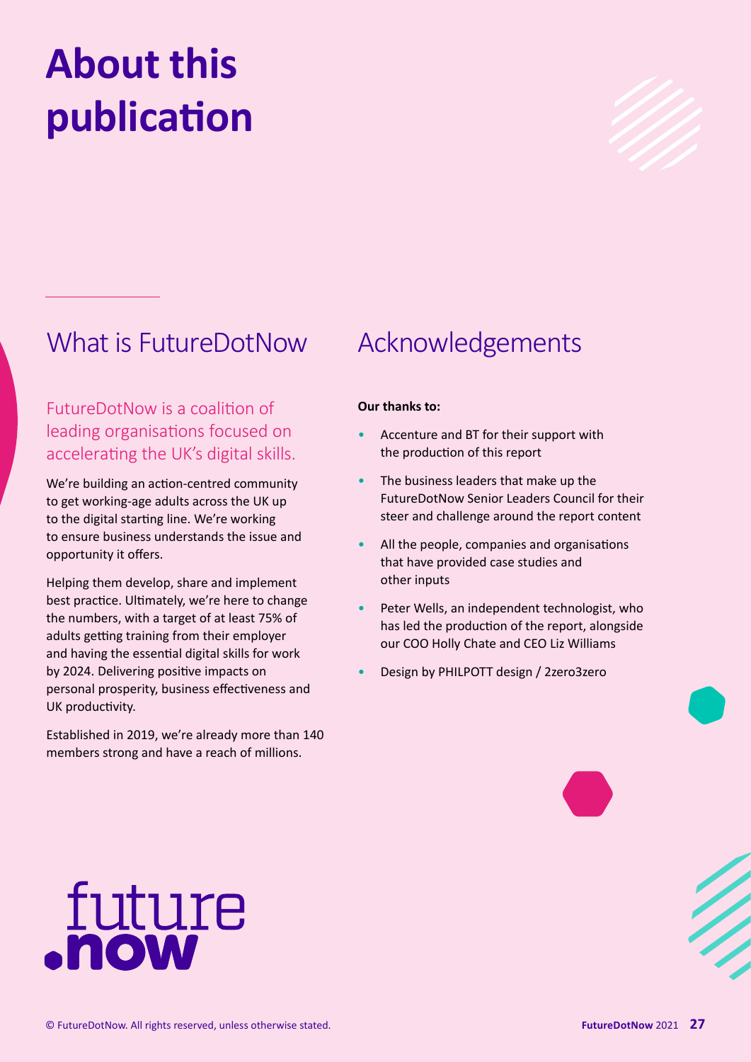# About this publication

## What is FutureDotNow

FutureDotNow is a coalition of leading organisations focused on accelerating the UK's digital skills.

We're building an action-centred community to get working-age adults across the UK up to the digital starting line. We're working to ensure business understands the issue and opportunity it offers.

Helping them develop, share and implement best practice. Ultimately, we're here to change the numbers, with a target of at least 75% of adults getting training from their employer and having the essential digital skills for work by 2024. Delivering positive impacts on personal prosperity, business effectiveness and UK productivity.

Established in 2019, we're already more than 140 members strong and have a reach of millions.

## Acknowledgements

**Our thanks to:**

- Accenture and BT for their support with the production of this report
- The business leaders that make up the FutureDotNow Senior Leaders Council for their steer and challenge around the report content
- All the people, companies and organisations that have provided case studies and other inputs
- Peter Wells, an independent technologist, who has led the production of the report, alongside our COO Holly Chate and CEO Liz Williams
- Design by PHILPOTT design / 2zero3zero

future.now

© FutureDotNow. All rights reserved, unless otherwise stated.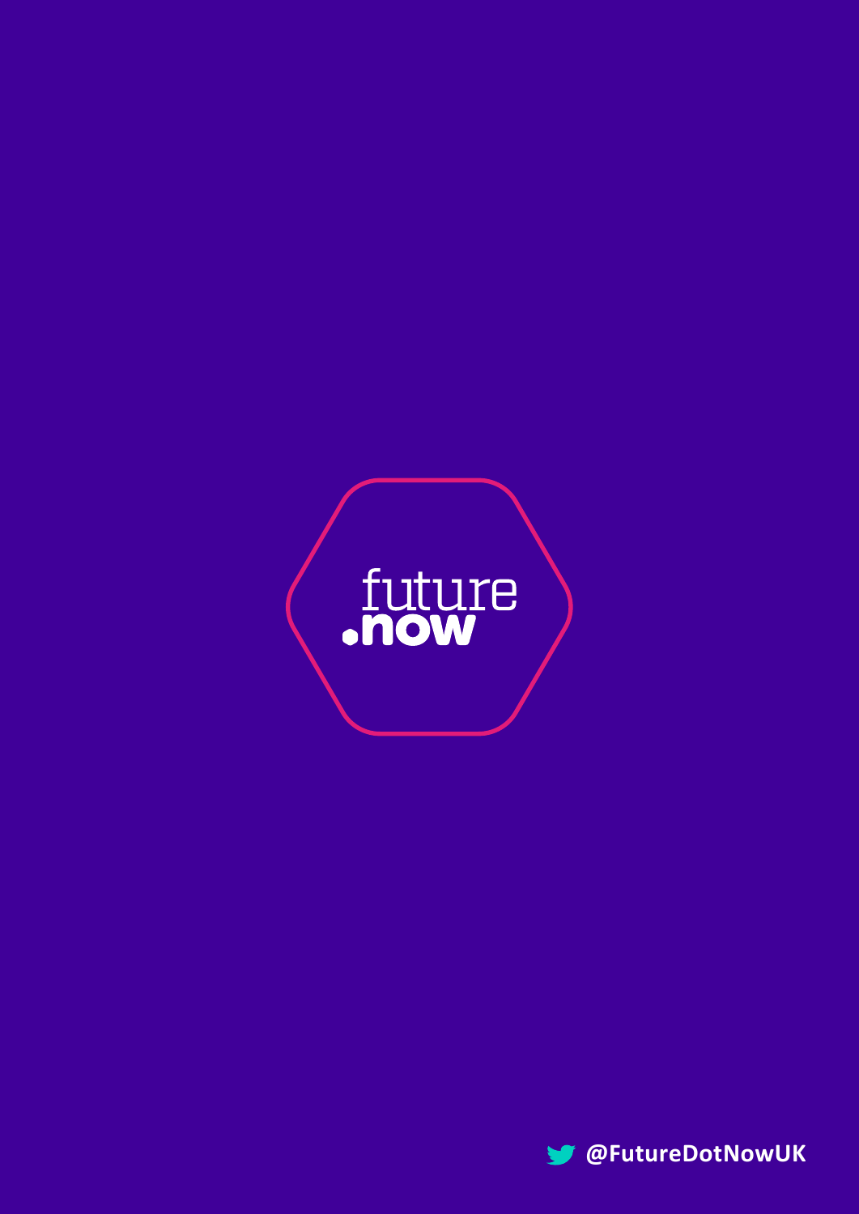future
.now

@FutureDotNowUK